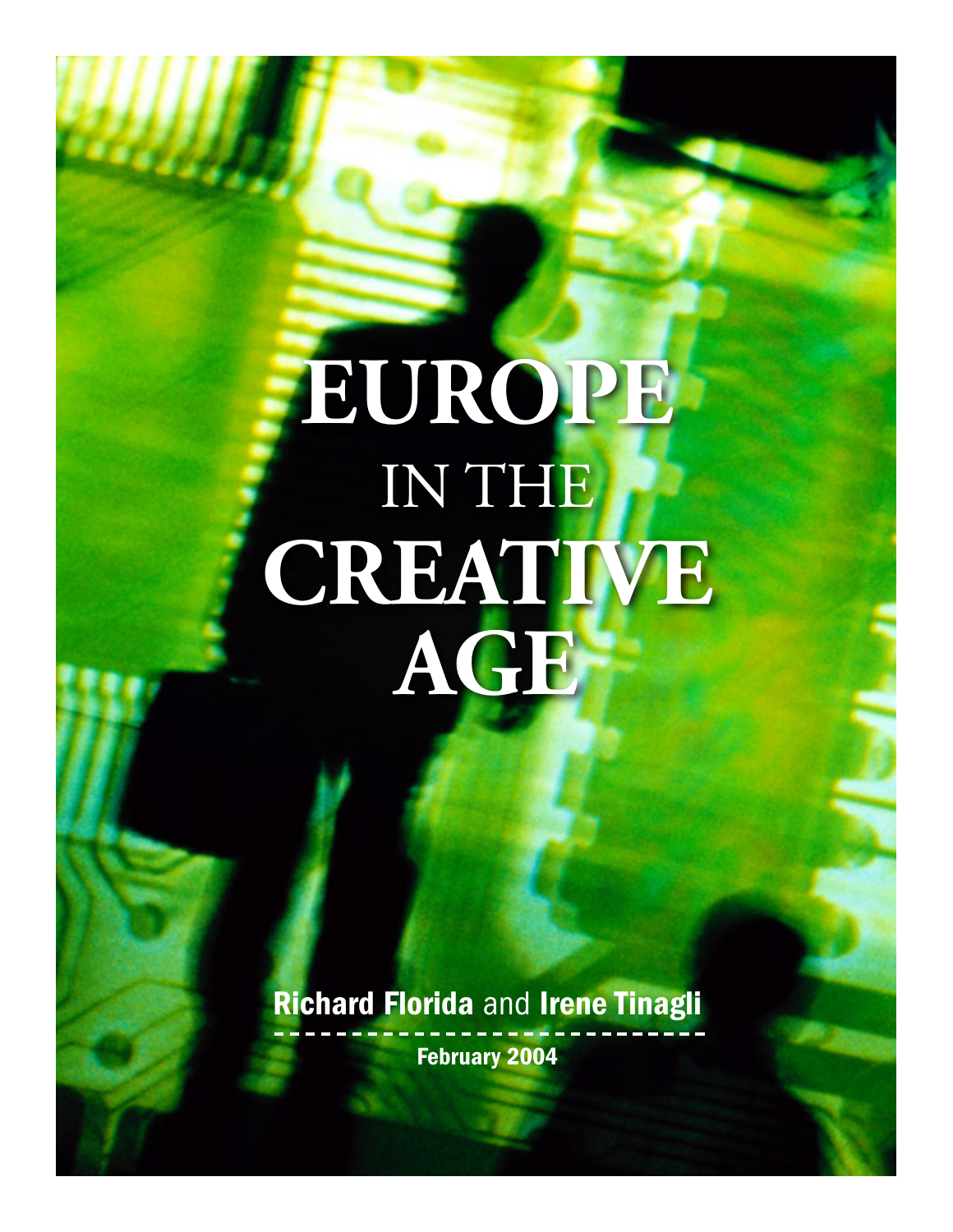# EUROPE IN THE CREATIVE AGE

**Richard Florida** and **Irene Tinagli**

**February 2004**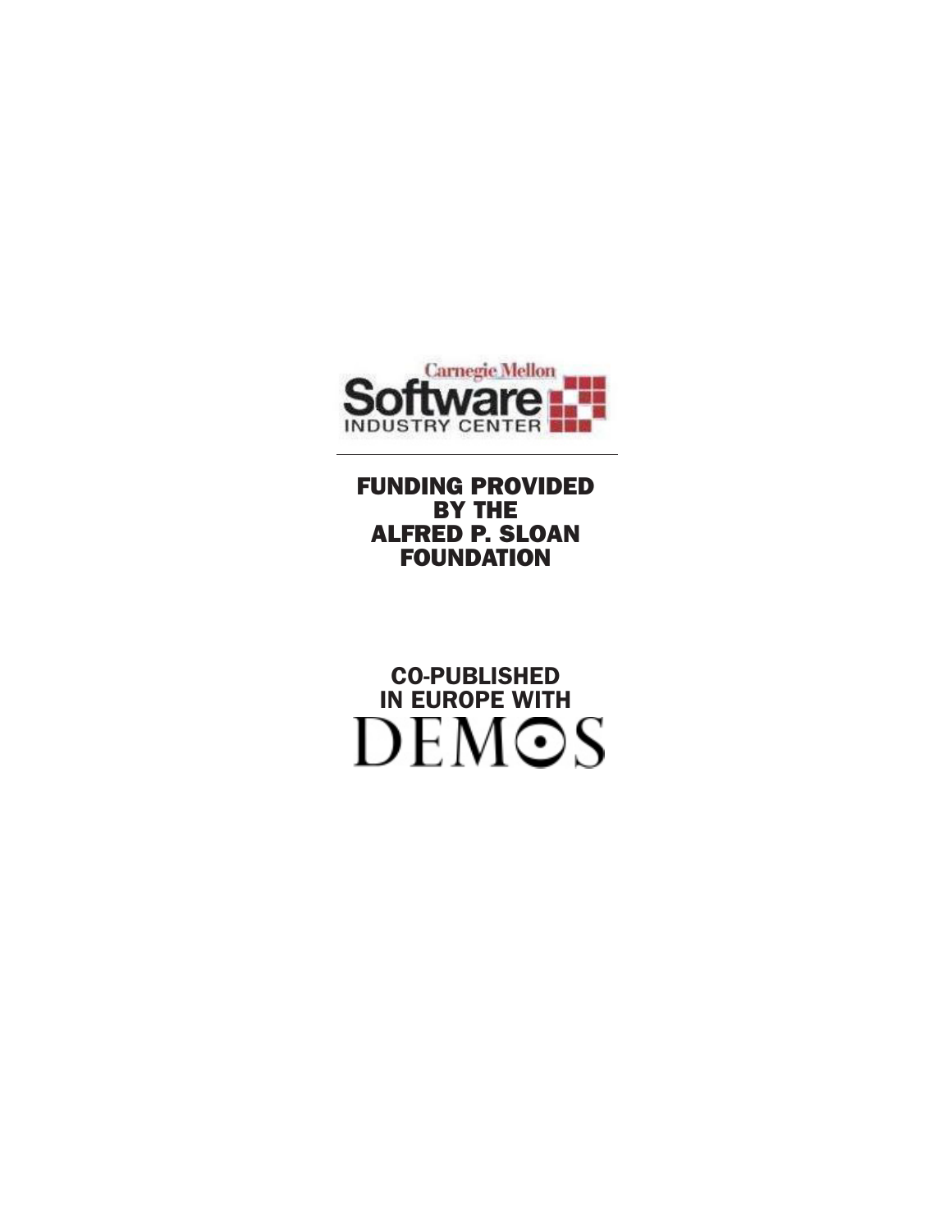Carnegie Mellon
Software
INDUSTRY CENTER

---

**FUNDING PROVIDED BY THE ALFRED P. SLOAN FOUNDATION**

**CO-PUBLISHED IN EUROPE WITH**

DEMOS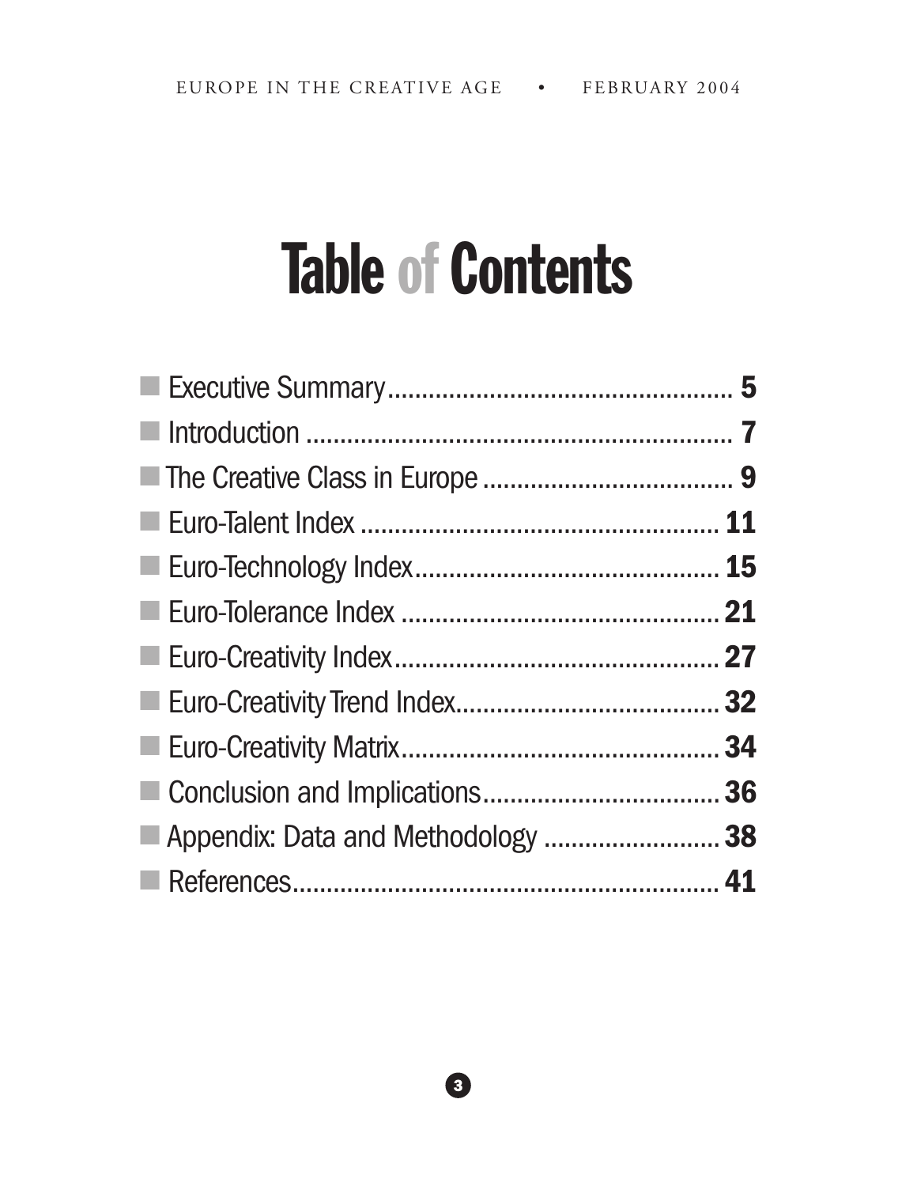# Table of Contents

- Executive Summary .......... **5**
- Introduction .......... **7**
- The Creative Class in Europe .......... **9**
- Euro-Talent Index .......... **11**
- Euro-Technology Index .......... **15**
- Euro-Tolerance Index .......... **21**
- Euro-Creativity Index .......... **27**
- Euro-Creativity Trend Index .......... **32**
- Euro-Creativity Matrix .......... **34**
- Conclusion and Implications .......... **36**
- Appendix: Data and Methodology .......... **38**
- References .......... **41**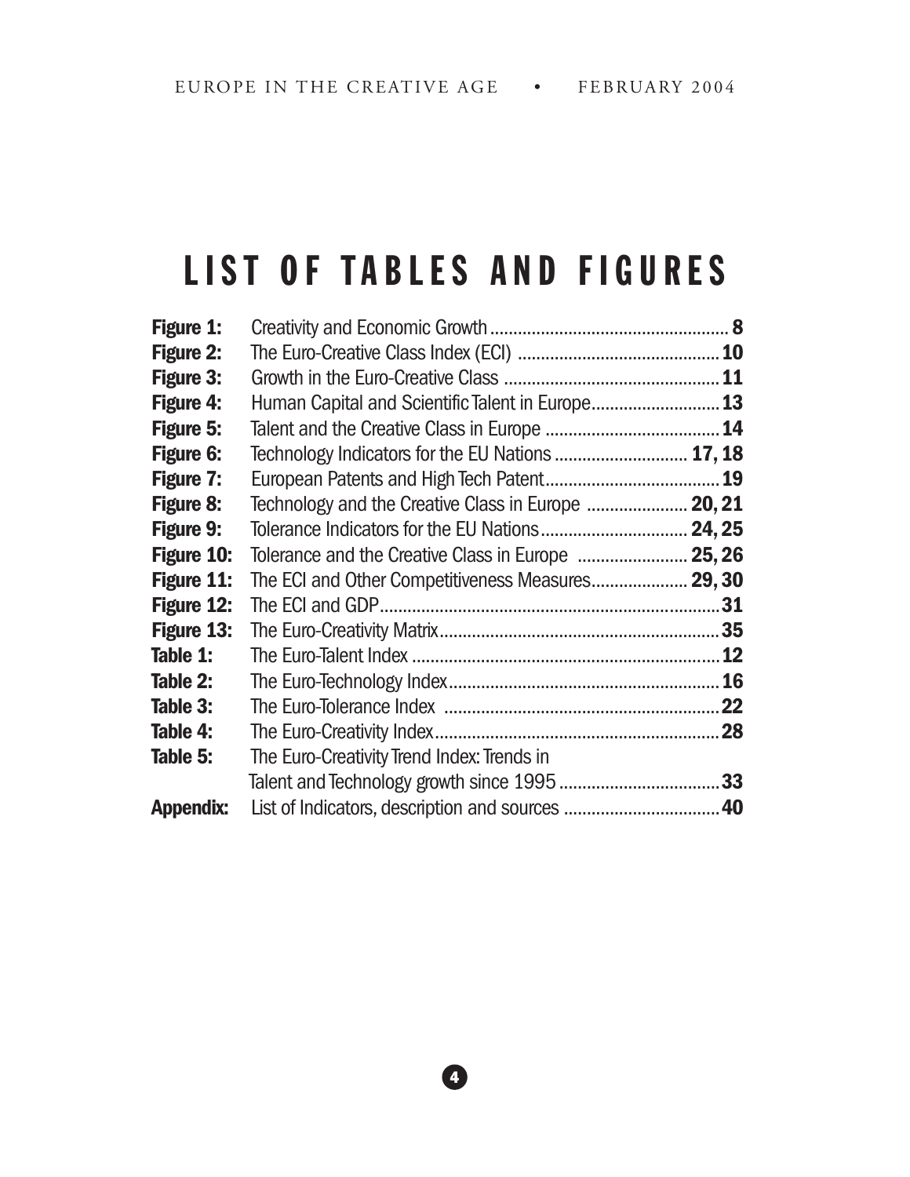# LIST OF TABLES AND FIGURES

| | | |
|---|---|---|
| **Figure 1:** | Creativity and Economic Growth | **8** |
| **Figure 2:** | The Euro-Creative Class Index (ECI) | **10** |
| **Figure 3:** | Growth in the Euro-Creative Class | **11** |
| **Figure 4:** | Human Capital and Scientific Talent in Europe | **13** |
| **Figure 5:** | Talent and the Creative Class in Europe | **14** |
| **Figure 6:** | Technology Indicators for the EU Nations | **17, 18** |
| **Figure 7:** | European Patents and High Tech Patent | **19** |
| **Figure 8:** | Technology and the Creative Class in Europe | **20, 21** |
| **Figure 9:** | Tolerance Indicators for the EU Nations | **24, 25** |
| **Figure 10:** | Tolerance and the Creative Class in Europe | **25, 26** |
| **Figure 11:** | The ECI and Other Competitiveness Measures | **29, 30** |
| **Figure 12:** | The ECI and GDP | **31** |
| **Figure 13:** | The Euro-Creativity Matrix | **35** |
| **Table 1:** | The Euro-Talent Index | **12** |
| **Table 2:** | The Euro-Technology Index | **16** |
| **Table 3:** | The Euro-Tolerance Index | **22** |
| **Table 4:** | The Euro-Creativity Index | **28** |
| **Table 5:** | The Euro-Creativity Trend Index: Trends in Talent and Technology growth since 1995 | **33** |
| **Appendix:** | List of Indicators, description and sources | **40** |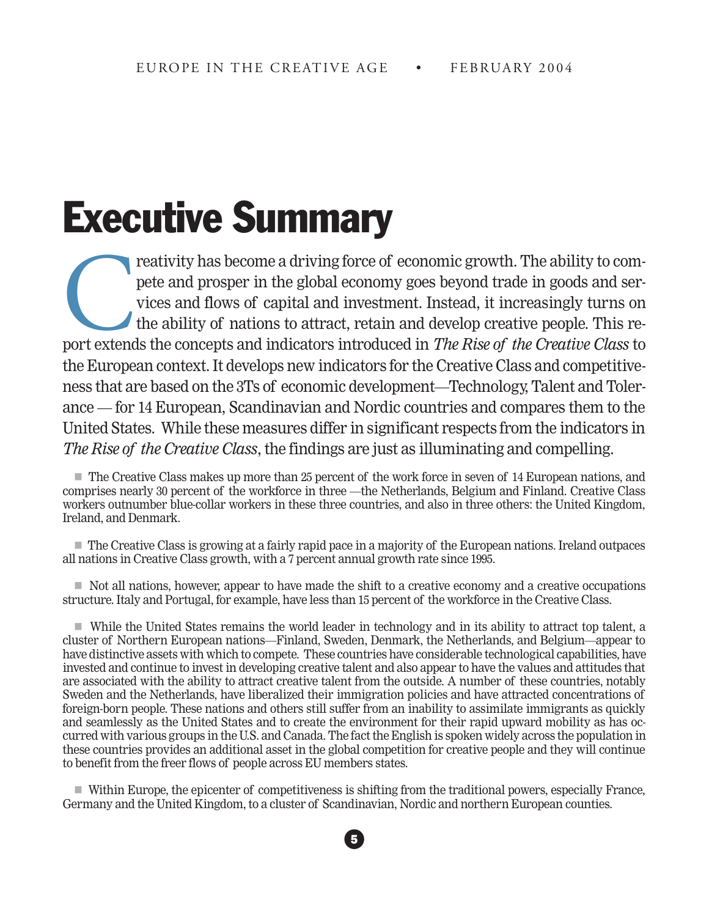# Executive Summary

Creativity has become a driving force of economic growth. The ability to compete and prosper in the global economy goes beyond trade in goods and services and flows of capital and investment. Instead, it increasingly turns on the ability of nations to attract, retain and develop creative people. This report extends the concepts and indicators introduced in *The Rise of the Creative Class* to the European context. It develops new indicators for the Creative Class and competitiveness that are based on the 3Ts of economic development—Technology, Talent and Tolerance — for 14 European, Scandinavian and Nordic countries and compares them to the United States. While these measures differ in significant respects from the indicators in *The Rise of the Creative Class*, the findings are just as illuminating and compelling.

- The Creative Class makes up more than 25 percent of the work force in seven of 14 European nations, and comprises nearly 30 percent of the workforce in three —the Netherlands, Belgium and Finland. Creative Class workers outnumber blue-collar workers in these three countries, and also in three others: the United Kingdom, Ireland, and Denmark.

- The Creative Class is growing at a fairly rapid pace in a majority of the European nations. Ireland outpaces all nations in Creative Class growth, with a 7 percent annual growth rate since 1995.

- Not all nations, however, appear to have made the shift to a creative economy and a creative occupations structure. Italy and Portugal, for example, have less than 15 percent of the workforce in the Creative Class.

- While the United States remains the world leader in technology and in its ability to attract top talent, a cluster of Northern European nations—Finland, Sweden, Denmark, the Netherlands, and Belgium—appear to have distinctive assets with which to compete. These countries have considerable technological capabilities, have invested and continue to invest in developing creative talent and also appear to have the values and attitudes that are associated with the ability to attract creative talent from the outside. A number of these countries, notably Sweden and the Netherlands, have liberalized their immigration policies and have attracted concentrations of foreign-born people. These nations and others still suffer from an inability to assimilate immigrants as quickly and seamlessly as the United States and to create the environment for their rapid upward mobility as has occurred with various groups in the U.S. and Canada. The fact the English is spoken widely across the population in these countries provides an additional asset in the global competition for creative people and they will continue to benefit from the freer flows of people across EU members states.

- Within Europe, the epicenter of competitiveness is shifting from the traditional powers, especially France, Germany and the United Kingdom, to a cluster of Scandinavian, Nordic and northern European counties.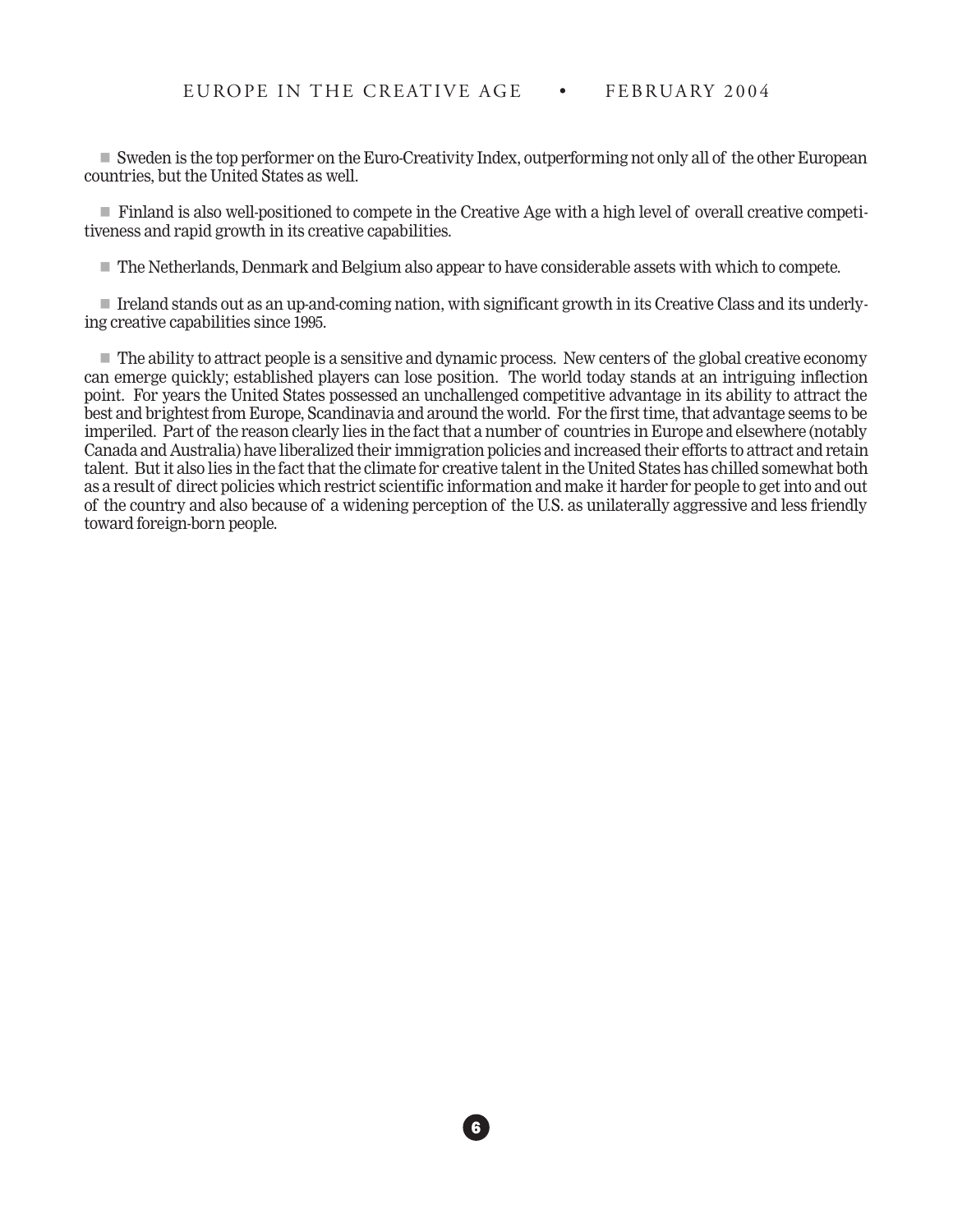- Sweden is the top performer on the Euro-Creativity Index, outperforming not only all of the other European countries, but the United States as well.

- Finland is also well-positioned to compete in the Creative Age with a high level of overall creative competitiveness and rapid growth in its creative capabilities.

- The Netherlands, Denmark and Belgium also appear to have considerable assets with which to compete.

- Ireland stands out as an up-and-coming nation, with significant growth in its Creative Class and its underlying creative capabilities since 1995.

- The ability to attract people is a sensitive and dynamic process. New centers of the global creative economy can emerge quickly; established players can lose position. The world today stands at an intriguing inflection point. For years the United States possessed an unchallenged competitive advantage in its ability to attract the best and brightest from Europe, Scandinavia and around the world. For the first time, that advantage seems to be imperiled. Part of the reason clearly lies in the fact that a number of countries in Europe and elsewhere (notably Canada and Australia) have liberalized their immigration policies and increased their efforts to attract and retain talent. But it also lies in the fact that the climate for creative talent in the United States has chilled somewhat both as a result of direct policies which restrict scientific information and make it harder for people to get into and out of the country and also because of a widening perception of the U.S. as unilaterally aggressive and less friendly toward foreign-born people.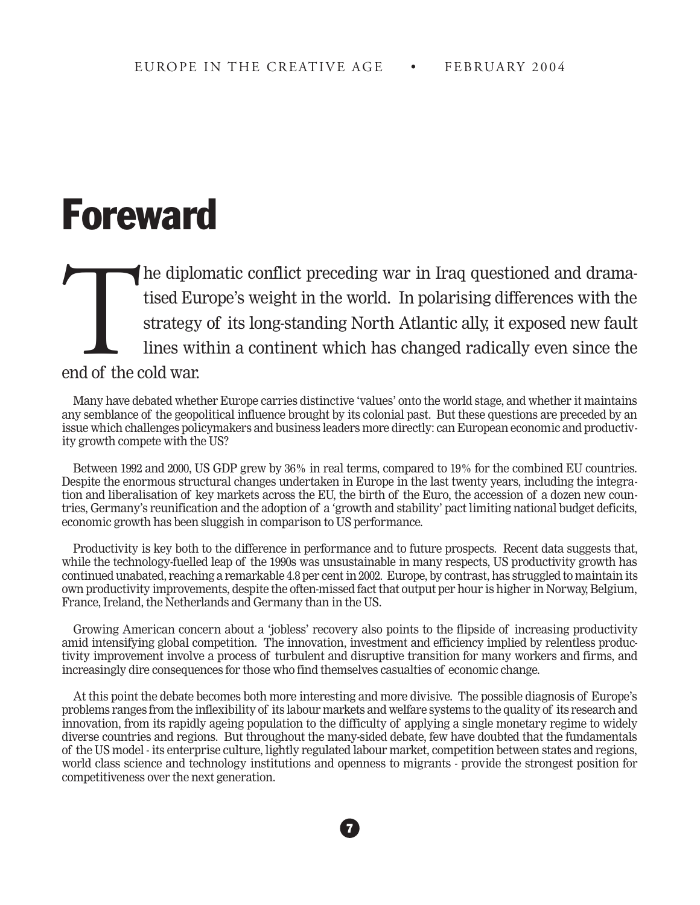# Foreward

The diplomatic conflict preceding war in Iraq questioned and dramatised Europe's weight in the world. In polarising differences with the strategy of its long-standing North Atlantic ally, it exposed new fault lines within a continent which has changed radically even since the end of the cold war.

Many have debated whether Europe carries distinctive 'values' onto the world stage, and whether it maintains any semblance of the geopolitical influence brought by its colonial past. But these questions are preceded by an issue which challenges policymakers and business leaders more directly: can European economic and productivity growth compete with the US?

Between 1992 and 2000, US GDP grew by 36% in real terms, compared to 19% for the combined EU countries. Despite the enormous structural changes undertaken in Europe in the last twenty years, including the integration and liberalisation of key markets across the EU, the birth of the Euro, the accession of a dozen new countries, Germany's reunification and the adoption of a 'growth and stability' pact limiting national budget deficits, economic growth has been sluggish in comparison to US performance.

Productivity is key both to the difference in performance and to future prospects. Recent data suggests that, while the technology-fuelled leap of the 1990s was unsustainable in many respects, US productivity growth has continued unabated, reaching a remarkable 4.8 per cent in 2002. Europe, by contrast, has struggled to maintain its own productivity improvements, despite the often-missed fact that output per hour is higher in Norway, Belgium, France, Ireland, the Netherlands and Germany than in the US.

Growing American concern about a 'jobless' recovery also points to the flipside of increasing productivity amid intensifying global competition. The innovation, investment and efficiency implied by relentless productivity improvement involve a process of turbulent and disruptive transition for many workers and firms, and increasingly dire consequences for those who find themselves casualties of economic change.

At this point the debate becomes both more interesting and more divisive. The possible diagnosis of Europe's problems ranges from the inflexibility of its labour markets and welfare systems to the quality of its research and innovation, from its rapidly ageing population to the difficulty of applying a single monetary regime to widely diverse countries and regions. But throughout the many-sided debate, few have doubted that the fundamentals of the US model - its enterprise culture, lightly regulated labour market, competition between states and regions, world class science and technology institutions and openness to migrants - provide the strongest position for competitiveness over the next generation.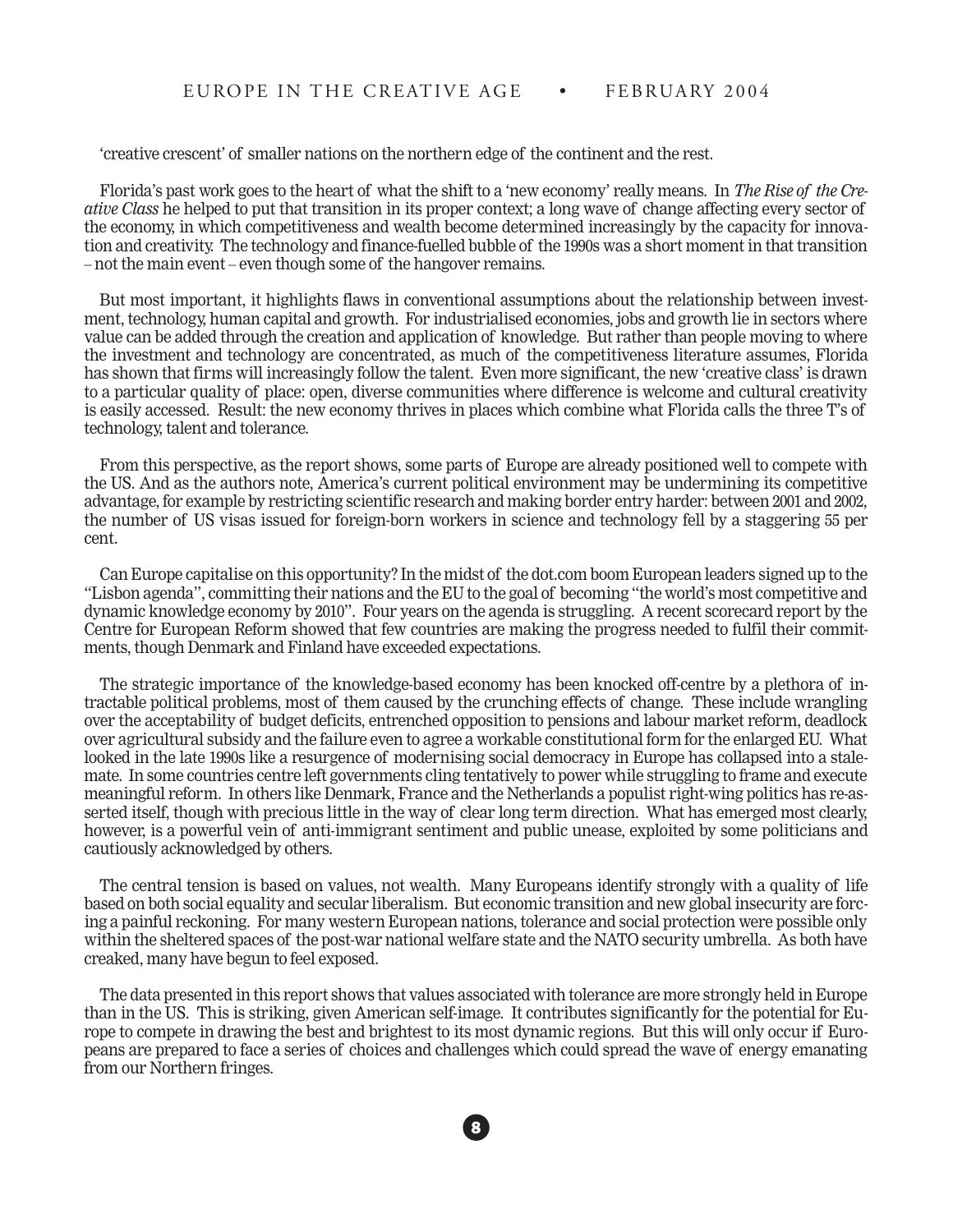'creative crescent' of smaller nations on the northern edge of the continent and the rest.

Florida's past work goes to the heart of what the shift to a 'new economy' really means. In *The Rise of the Creative Class* he helped to put that transition in its proper context; a long wave of change affecting every sector of the economy, in which competitiveness and wealth become determined increasingly by the capacity for innovation and creativity. The technology and finance-fuelled bubble of the 1990s was a short moment in that transition – not the main event – even though some of the hangover remains.

But most important, it highlights flaws in conventional assumptions about the relationship between investment, technology, human capital and growth. For industrialised economies, jobs and growth lie in sectors where value can be added through the creation and application of knowledge. But rather than people moving to where the investment and technology are concentrated, as much of the competitiveness literature assumes, Florida has shown that firms will increasingly follow the talent. Even more significant, the new 'creative class' is drawn to a particular quality of place: open, diverse communities where difference is welcome and cultural creativity is easily accessed. Result: the new economy thrives in places which combine what Florida calls the three T's of technology, talent and tolerance.

From this perspective, as the report shows, some parts of Europe are already positioned well to compete with the US. And as the authors note, America's current political environment may be undermining its competitive advantage, for example by restricting scientific research and making border entry harder: between 2001 and 2002, the number of US visas issued for foreign-born workers in science and technology fell by a staggering 55 per cent.

Can Europe capitalise on this opportunity? In the midst of the dot.com boom European leaders signed up to the "Lisbon agenda", committing their nations and the EU to the goal of becoming "the world's most competitive and dynamic knowledge economy by 2010". Four years on the agenda is struggling. A recent scorecard report by the Centre for European Reform showed that few countries are making the progress needed to fulfil their commitments, though Denmark and Finland have exceeded expectations.

The strategic importance of the knowledge-based economy has been knocked off-centre by a plethora of intractable political problems, most of them caused by the crunching effects of change. These include wrangling over the acceptability of budget deficits, entrenched opposition to pensions and labour market reform, deadlock over agricultural subsidy and the failure even to agree a workable constitutional form for the enlarged EU. What looked in the late 1990s like a resurgence of modernising social democracy in Europe has collapsed into a stalemate. In some countries centre left governments cling tentatively to power while struggling to frame and execute meaningful reform. In others like Denmark, France and the Netherlands a populist right-wing politics has re-asserted itself, though with precious little in the way of clear long term direction. What has emerged most clearly, however, is a powerful vein of anti-immigrant sentiment and public unease, exploited by some politicians and cautiously acknowledged by others.

The central tension is based on values, not wealth. Many Europeans identify strongly with a quality of life based on both social equality and secular liberalism. But economic transition and new global insecurity are forcing a painful reckoning. For many western European nations, tolerance and social protection were possible only within the sheltered spaces of the post-war national welfare state and the NATO security umbrella. As both have creaked, many have begun to feel exposed.

The data presented in this report shows that values associated with tolerance are more strongly held in Europe than in the US. This is striking, given American self-image. It contributes significantly for the potential for Europe to compete in drawing the best and brightest to its most dynamic regions. But this will only occur if Europeans are prepared to face a series of choices and challenges which could spread the wave of energy emanating from our Northern fringes.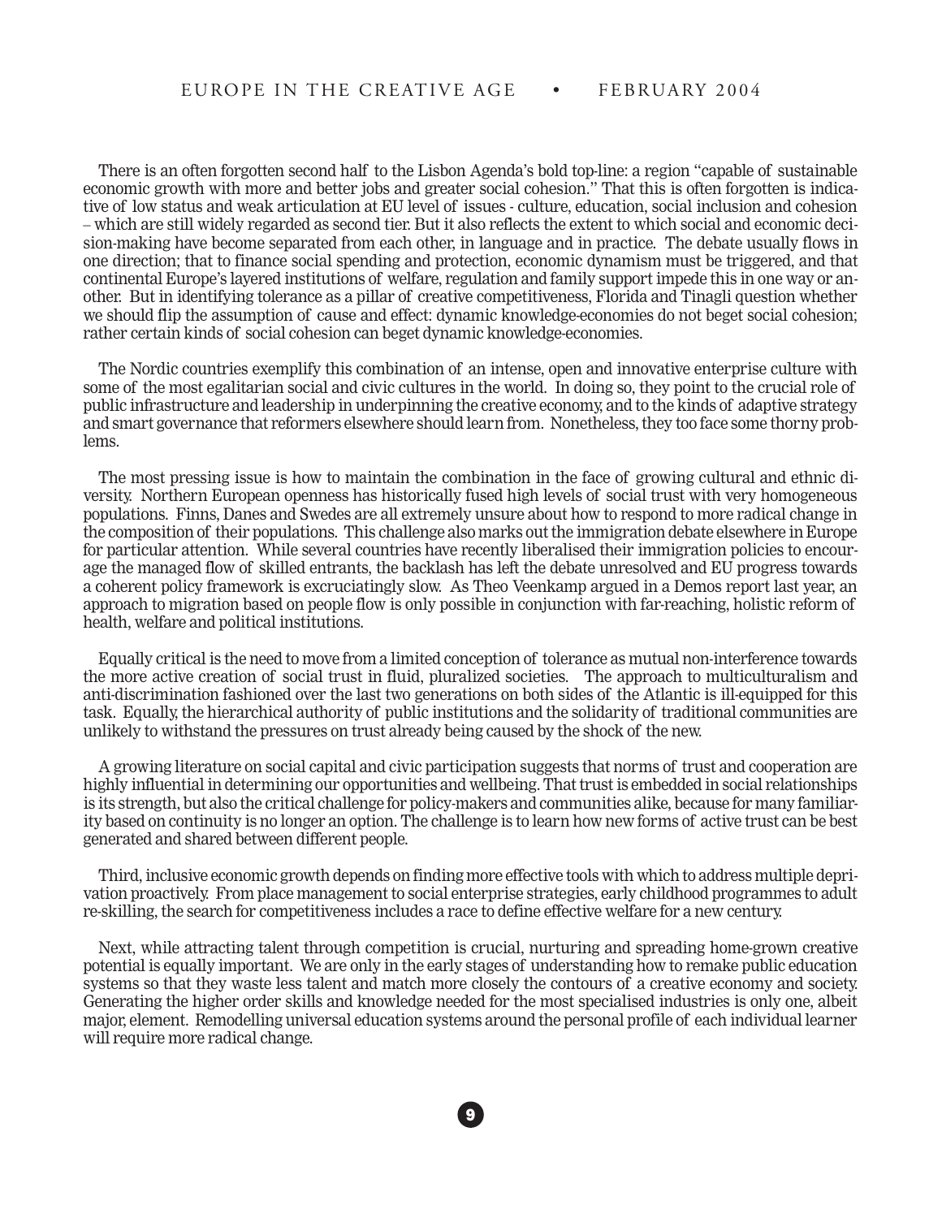There is an often forgotten second half to the Lisbon Agenda's bold top-line: a region "capable of sustainable economic growth with more and better jobs and greater social cohesion." That this is often forgotten is indicative of low status and weak articulation at EU level of issues - culture, education, social inclusion and cohesion – which are still widely regarded as second tier. But it also reflects the extent to which social and economic decision-making have become separated from each other, in language and in practice. The debate usually flows in one direction; that to finance social spending and protection, economic dynamism must be triggered, and that continental Europe's layered institutions of welfare, regulation and family support impede this in one way or another. But in identifying tolerance as a pillar of creative competitiveness, Florida and Tinagli question whether we should flip the assumption of cause and effect: dynamic knowledge-economies do not beget social cohesion; rather certain kinds of social cohesion can beget dynamic knowledge-economies.

The Nordic countries exemplify this combination of an intense, open and innovative enterprise culture with some of the most egalitarian social and civic cultures in the world. In doing so, they point to the crucial role of public infrastructure and leadership in underpinning the creative economy, and to the kinds of adaptive strategy and smart governance that reformers elsewhere should learn from. Nonetheless, they too face some thorny problems.

The most pressing issue is how to maintain the combination in the face of growing cultural and ethnic diversity. Northern European openness has historically fused high levels of social trust with very homogeneous populations. Finns, Danes and Swedes are all extremely unsure about how to respond to more radical change in the composition of their populations. This challenge also marks out the immigration debate elsewhere in Europe for particular attention. While several countries have recently liberalised their immigration policies to encourage the managed flow of skilled entrants, the backlash has left the debate unresolved and EU progress towards a coherent policy framework is excruciatingly slow. As Theo Veenkamp argued in a Demos report last year, an approach to migration based on people flow is only possible in conjunction with far-reaching, holistic reform of health, welfare and political institutions.

Equally critical is the need to move from a limited conception of tolerance as mutual non-interference towards the more active creation of social trust in fluid, pluralized societies. The approach to multiculturalism and anti-discrimination fashioned over the last two generations on both sides of the Atlantic is ill-equipped for this task. Equally, the hierarchical authority of public institutions and the solidarity of traditional communities are unlikely to withstand the pressures on trust already being caused by the shock of the new.

A growing literature on social capital and civic participation suggests that norms of trust and cooperation are highly influential in determining our opportunities and wellbeing. That trust is embedded in social relationships is its strength, but also the critical challenge for policy-makers and communities alike, because for many familiarity based on continuity is no longer an option. The challenge is to learn how new forms of active trust can be best generated and shared between different people.

Third, inclusive economic growth depends on finding more effective tools with which to address multiple deprivation proactively. From place management to social enterprise strategies, early childhood programmes to adult re-skilling, the search for competitiveness includes a race to define effective welfare for a new century.

Next, while attracting talent through competition is crucial, nurturing and spreading home-grown creative potential is equally important. We are only in the early stages of understanding how to remake public education systems so that they waste less talent and match more closely the contours of a creative economy and society. Generating the higher order skills and knowledge needed for the most specialised industries is only one, albeit major, element. Remodelling universal education systems around the personal profile of each individual learner will require more radical change.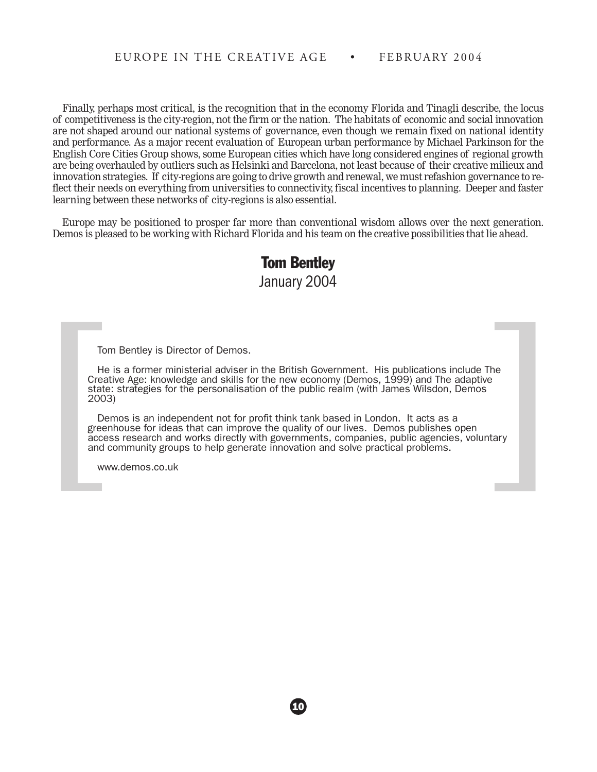Finally, perhaps most critical, is the recognition that in the economy Florida and Tinagli describe, the locus of competitiveness is the city-region, not the firm or the nation. The habitats of economic and social innovation are not shaped around our national systems of governance, even though we remain fixed on national identity and performance. As a major recent evaluation of European urban performance by Michael Parkinson for the English Core Cities Group shows, some European cities which have long considered engines of regional growth are being overhauled by outliers such as Helsinki and Barcelona, not least because of their creative milieux and innovation strategies. If city-regions are going to drive growth and renewal, we must refashion governance to reflect their needs on everything from universities to connectivity, fiscal incentives to planning. Deeper and faster learning between these networks of city-regions is also essential.

Europe may be positioned to prosper far more than conventional wisdom allows over the next generation. Demos is pleased to be working with Richard Florida and his team on the creative possibilities that lie ahead.

**Tom Bentley**
January 2004

Tom Bentley is Director of Demos.

He is a former ministerial adviser in the British Government. His publications include The Creative Age: knowledge and skills for the new economy (Demos, 1999) and The adaptive state: strategies for the personalisation of the public realm (with James Wilsdon, Demos 2003)

Demos is an independent not for profit think tank based in London. It acts as a greenhouse for ideas that can improve the quality of our lives. Demos publishes open access research and works directly with governments, companies, public agencies, voluntary and community groups to help generate innovation and solve practical problems.

www.demos.co.uk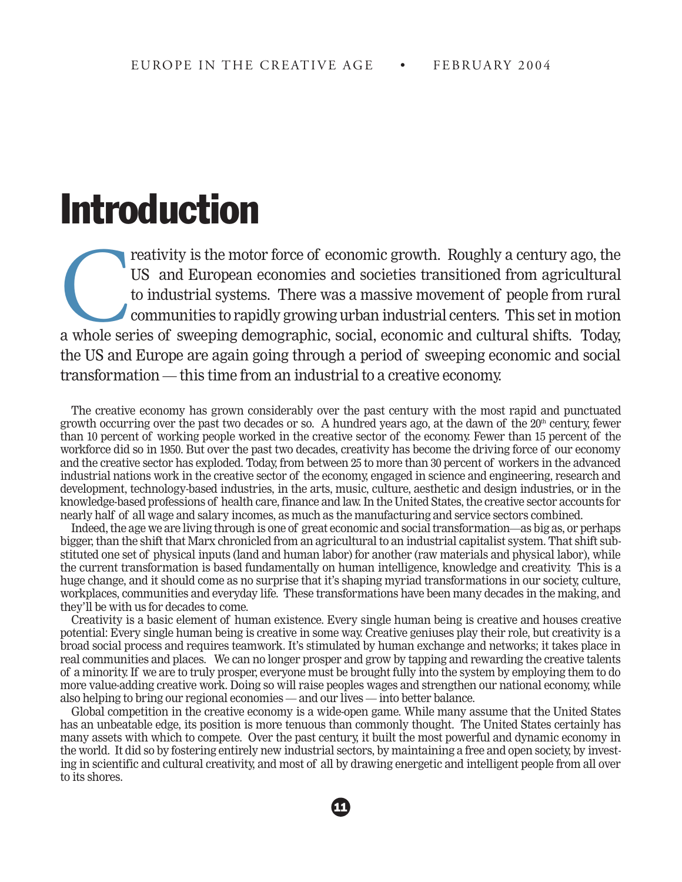# Introduction

Creativity is the motor force of economic growth. Roughly a century ago, the US and European economies and societies transitioned from agricultural to industrial systems. There was a massive movement of people from rural communities to rapidly growing urban industrial centers. This set in motion a whole series of sweeping demographic, social, economic and cultural shifts. Today, the US and Europe are again going through a period of sweeping economic and social transformation — this time from an industrial to a creative economy.

The creative economy has grown considerably over the past century with the most rapid and punctuated growth occurring over the past two decades or so. A hundred years ago, at the dawn of the 20th century, fewer than 10 percent of working people worked in the creative sector of the economy. Fewer than 15 percent of the workforce did so in 1950. But over the past two decades, creativity has become the driving force of our economy and the creative sector has exploded. Today, from between 25 to more than 30 percent of workers in the advanced industrial nations work in the creative sector of the economy, engaged in science and engineering, research and development, technology-based industries, in the arts, music, culture, aesthetic and design industries, or in the knowledge-based professions of health care, finance and law. In the United States, the creative sector accounts for nearly half of all wage and salary incomes, as much as the manufacturing and service sectors combined.

Indeed, the age we are living through is one of great economic and social transformation—as big as, or perhaps bigger, than the shift that Marx chronicled from an agricultural to an industrial capitalist system. That shift substituted one set of physical inputs (land and human labor) for another (raw materials and physical labor), while the current transformation is based fundamentally on human intelligence, knowledge and creativity. This is a huge change, and it should come as no surprise that it's shaping myriad transformations in our society, culture, workplaces, communities and everyday life. These transformations have been many decades in the making, and they'll be with us for decades to come.

Creativity is a basic element of human existence. Every single human being is creative and houses creative potential: Every single human being is creative in some way. Creative geniuses play their role, but creativity is a broad social process and requires teamwork. It's stimulated by human exchange and networks; it takes place in real communities and places. We can no longer prosper and grow by tapping and rewarding the creative talents of a minority. If we are to truly prosper, everyone must be brought fully into the system by employing them to do more value-adding creative work. Doing so will raise peoples wages and strengthen our national economy, while also helping to bring our regional economies — and our lives — into better balance.

Global competition in the creative economy is a wide-open game. While many assume that the United States has an unbeatable edge, its position is more tenuous than commonly thought. The United States certainly has many assets with which to compete. Over the past century, it built the most powerful and dynamic economy in the world. It did so by fostering entirely new industrial sectors, by maintaining a free and open society, by investing in scientific and cultural creativity, and most of all by drawing energetic and intelligent people from all over to its shores.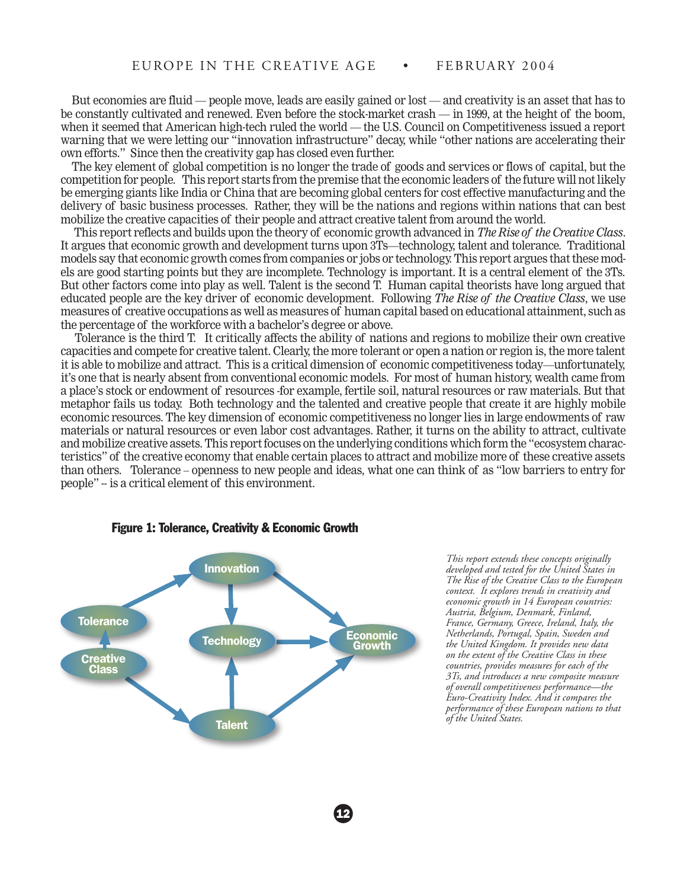But economies are fluid — people move, leads are easily gained or lost — and creativity is an asset that has to be constantly cultivated and renewed. Even before the stock-market crash — in 1999, at the height of the boom, when it seemed that American high-tech ruled the world — the U.S. Council on Competitiveness issued a report warning that we were letting our "innovation infrastructure" decay, while "other nations are accelerating their own efforts." Since then the creativity gap has closed even further.

The key element of global competition is no longer the trade of goods and services or flows of capital, but the competition for people. This report starts from the premise that the economic leaders of the future will not likely be emerging giants like India or China that are becoming global centers for cost effective manufacturing and the delivery of basic business processes. Rather, they will be the nations and regions within nations that can best mobilize the creative capacities of their people and attract creative talent from around the world.

This report reflects and builds upon the theory of economic growth advanced in *The Rise of the Creative Class*. It argues that economic growth and development turns upon 3Ts—technology, talent and tolerance. Traditional models say that economic growth comes from companies or jobs or technology. This report argues that these models are good starting points but they are incomplete. Technology is important. It is a central element of the 3Ts. But other factors come into play as well. Talent is the second T. Human capital theorists have long argued that educated people are the key driver of economic development. Following *The Rise of the Creative Class*, we use measures of creative occupations as well as measures of human capital based on educational attainment, such as the percentage of the workforce with a bachelor's degree or above.

Tolerance is the third T. It critically affects the ability of nations and regions to mobilize their own creative capacities and compete for creative talent. Clearly, the more tolerant or open a nation or region is, the more talent it is able to mobilize and attract. This is a critical dimension of economic competitiveness today—unfortunately, it's one that is nearly absent from conventional economic models. For most of human history, wealth came from a place's stock or endowment of resources -for example, fertile soil, natural resources or raw materials. But that metaphor fails us today. Both technology and the talented and creative people that create it are highly mobile economic resources. The key dimension of economic competitiveness no longer lies in large endowments of raw materials or natural resources or even labor cost advantages. Rather, it turns on the ability to attract, cultivate and mobilize creative assets. This report focuses on the underlying conditions which form the "ecosystem characteristics" of the creative economy that enable certain places to attract and mobilize more of these creative assets than others. Tolerance – openness to new people and ideas, what one can think of as "low barriers to entry for people" -- is a critical element of this environment.

**Figure 1: Tolerance, Creativity & Economic Growth**

*This report extends these concepts originally developed and tested for the United States in The Rise of the Creative Class to the European context. It explores trends in creativity and economic growth in 14 European countries: Austria, Belgium, Denmark, Finland, France, Germany, Greece, Ireland, Italy, the Netherlands, Portugal, Spain, Sweden and the United Kingdom. It provides new data on the extent of the Creative Class in these countries, provides measures for each of the 3Ts, and introduces a new composite measure of overall competitiveness performance—the Euro-Creativity Index. And it compares the performance of these European nations to that of the United States.*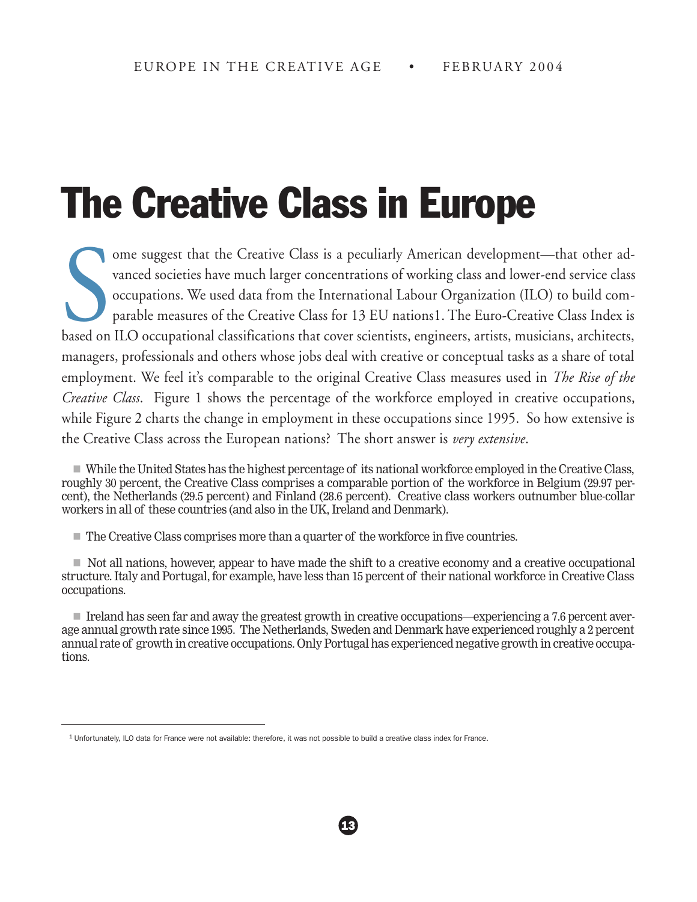# The Creative Class in Europe

Some suggest that the Creative Class is a peculiarly American development—that other advanced societies have much larger concentrations of working class and lower-end service class occupations. We used data from the International Labour Organization (ILO) to build comparable measures of the Creative Class for 13 EU nations1. The Euro-Creative Class Index is based on ILO occupational classifications that cover scientists, engineers, artists, musicians, architects, managers, professionals and others whose jobs deal with creative or conceptual tasks as a share of total employment. We feel it's comparable to the original Creative Class measures used in *The Rise of the Creative Class*. Figure 1 shows the percentage of the workforce employed in creative occupations, while Figure 2 charts the change in employment in these occupations since 1995. So how extensive is the Creative Class across the European nations? The short answer is *very extensive*.

- While the United States has the highest percentage of its national workforce employed in the Creative Class, roughly 30 percent, the Creative Class comprises a comparable portion of the workforce in Belgium (29.97 percent), the Netherlands (29.5 percent) and Finland (28.6 percent). Creative class workers outnumber blue-collar workers in all of these countries (and also in the UK, Ireland and Denmark).

- The Creative Class comprises more than a quarter of the workforce in five countries.

- Not all nations, however, appear to have made the shift to a creative economy and a creative occupational structure. Italy and Portugal, for example, have less than 15 percent of their national workforce in Creative Class occupations.

- Ireland has seen far and away the greatest growth in creative occupations—experiencing a 7.6 percent average annual growth rate since 1995. The Netherlands, Sweden and Denmark have experienced roughly a 2 percent annual rate of growth in creative occupations. Only Portugal has experienced negative growth in creative occupations.

---

[1] Unfortunately, ILO data for France were not available: therefore, it was not possible to build a creative class index for France.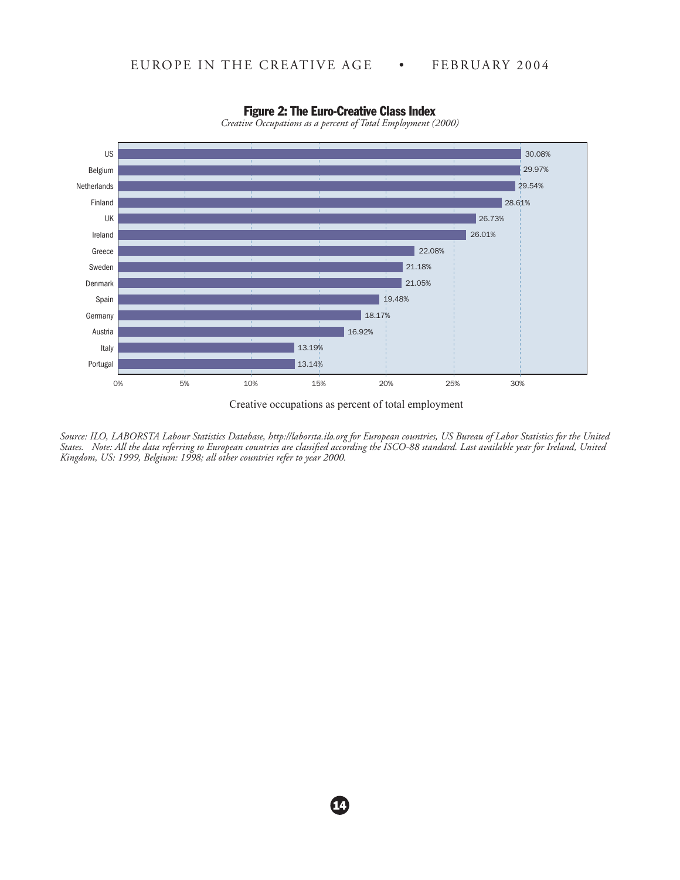**Figure 2: The Euro-Creative Class Index**

*Creative Occupations as a percent of Total Employment (2000)*

| Country | Creative occupations as percent of total employment |
|---|---|
| US | 30.08% |
| Belgium | 29.97% |
| Netherlands | 29.54% |
| Finland | 28.61% |
| UK | 26.73% |
| Ireland | 26.01% |
| Greece | 22.08% |
| Sweden | 21.18% |
| Denmark | 21.05% |
| Spain | 19.48% |
| Germany | 18.17% |
| Austria | 16.92% |
| Italy | 13.19% |
| Portugal | 13.14% |

Creative occupations as percent of total employment

*Source: ILO, LABORSTA Labour Statistics Database, http://laborsta.ilo.org for European countries, US Bureau of Labor Statistics for the United States. Note: All the data referring to European countries are classified according the ISCO-88 standard. Last available year for Ireland, United Kingdom, US: 1999, Belgium: 1998; all other countries refer to year 2000.*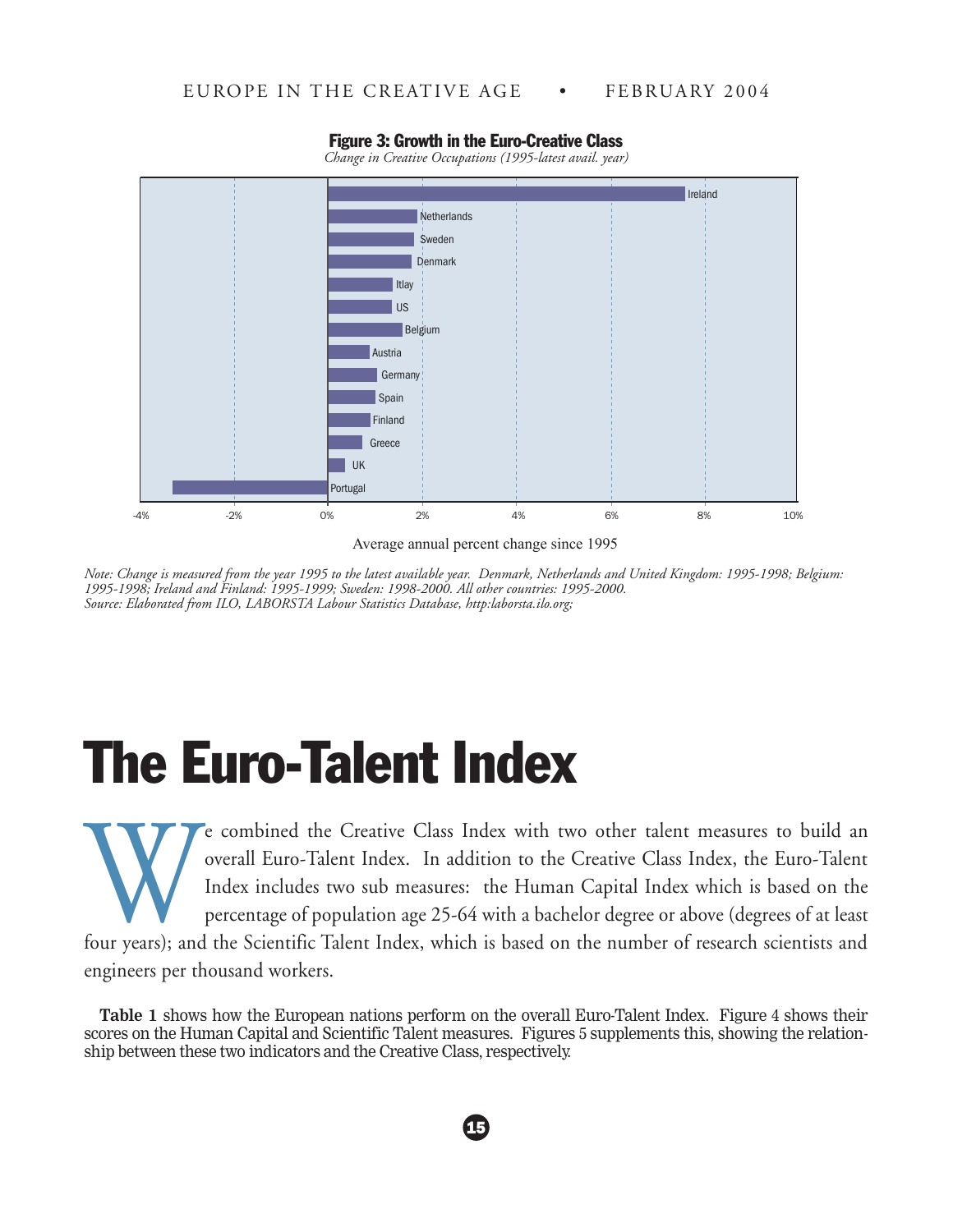**Figure 3: Growth in the Euro-Creative Class**

*Change in Creative Occupations (1995-latest avail. year)*

| Country | Average annual percent change since 1995 |
|---|---|
| Ireland | |
| Netherlands | |
| Sweden | |
| Denmark | |
| Itlay | |
| US | |
| Belgium | |
| Austria | |
| Germany | |
| Spain | |
| Finland | |
| Greece | |
| UK | |
| Portugal | |

Average annual percent change since 1995

*Note: Change is measured from the year 1995 to the latest available year. Denmark, Netherlands and United Kingdom: 1995-1998; Belgium: 1995-1998; Ireland and Finland: 1995-1999; Sweden: 1998-2000. All other countries: 1995-2000.*
*Source: Elaborated from ILO, LABORSTA Labour Statistics Database, http:laborsta.ilo.org;*

# The Euro-Talent Index

We combined the Creative Class Index with two other talent measures to build an overall Euro-Talent Index. In addition to the Creative Class Index, the Euro-Talent Index includes two sub measures: the Human Capital Index which is based on the percentage of population age 25-64 with a bachelor degree or above (degrees of at least four years); and the Scientific Talent Index, which is based on the number of research scientists and engineers per thousand workers.

**Table 1** shows how the European nations perform on the overall Euro-Talent Index. Figure 4 shows their scores on the Human Capital and Scientific Talent measures. Figures 5 supplements this, showing the relationship between these two indicators and the Creative Class, respectively.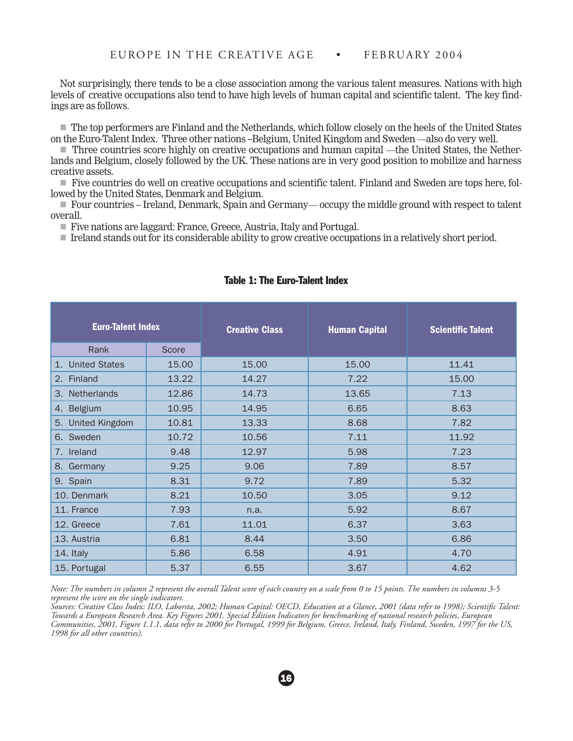Not surprisingly, there tends to be a close association among the various talent measures. Nations with high levels of creative occupations also tend to have high levels of human capital and scientific talent. The key findings are as follows.

- The top performers are Finland and the Netherlands, which follow closely on the heels of the United States on the Euro-Talent Index. Three other nations --Belgium, United Kingdom and Sweden —also do very well.
- Three countries score highly on creative occupations and human capital —the United States, the Netherlands and Belgium, closely followed by the UK. These nations are in very good position to mobilize and harness creative assets.
- Five countries do well on creative occupations and scientific talent. Finland and Sweden are tops here, followed by the United States, Denmark and Belgium.
- Four countries -- Ireland, Denmark, Spain and Germany— occupy the middle ground with respect to talent overall.
- Five nations are laggard: France, Greece, Austria, Italy and Portugal.
- Ireland stands out for its considerable ability to grow creative occupations in a relatively short period.

**Table 1: The Euro-Talent Index**

| Euro-Talent Index | | Creative Class | Human Capital | Scientific Talent |
|---|---|---|---|---|
| Rank | Score | | | |
| 1. United States | 15.00 | 15.00 | 15.00 | 11.41 |
| 2. Finland | 13.22 | 14.27 | 7.22 | 15.00 |
| 3. Netherlands | 12.86 | 14.73 | 13.65 | 7.13 |
| 4. Belgium | 10.95 | 14.95 | 6.65 | 8.63 |
| 5. United Kingdom | 10.81 | 13.33 | 8.68 | 7.82 |
| 6. Sweden | 10.72 | 10.56 | 7.11 | 11.92 |
| 7. Ireland | 9.48 | 12.97 | 5.98 | 7.23 |
| 8. Germany | 9.25 | 9.06 | 7.89 | 8.57 |
| 9. Spain | 8.31 | 9.72 | 7.89 | 5.32 |
| 10. Denmark | 8.21 | 10.50 | 3.05 | 9.12 |
| 11. France | 7.93 | n.a. | 5.92 | 8.67 |
| 12. Greece | 7.61 | 11.01 | 6.37 | 3.63 |
| 13. Austria | 6.81 | 8.44 | 3.50 | 6.86 |
| 14. Italy | 5.86 | 6.58 | 4.91 | 4.70 |
| 15. Portugal | 5.37 | 6.55 | 3.67 | 4.62 |

*Note: The numbers in column 2 represent the overall Talent score of each country on a scale from 0 to 15 points. The numbers in columns 3-5 represent the score on the single indicators.*
*Sources: Creative Class Index: ILO, Laborsta, 2002; Human Capital: OECD, Education at a Glance, 2001 (data refer to 1998); Scientific Talent: Towards a European Research Area. Key Figures 2001. Special Edition Indicators for benchmarking of national research policies, European Communities, 2001, Figure 1.1.1, data refer to 2000 for Portugal, 1999 for Belgium, Greece, Ireland, Italy, Finland, Sweden, 1997 for the US, 1998 for all other countries).*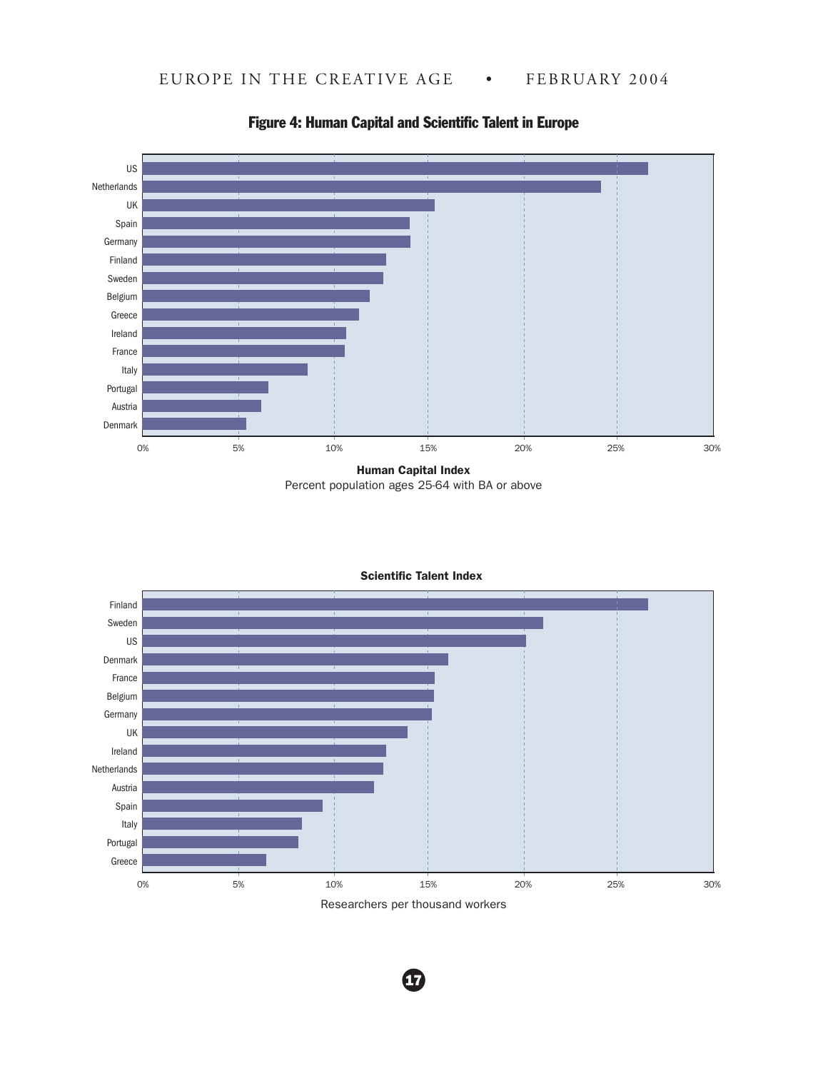## Figure 4: Human Capital and Scientific Talent in Europe

**Human Capital Index**

Percent population ages 25-64 with BA or above

| Country |
|---|
| US |
| Netherlands |
| UK |
| Spain |
| Germany |
| Finland |
| Sweden |
| Belgium |
| Greece |
| Ireland |
| France |
| Italy |
| Portugal |
| Austria |
| Denmark |

0% 5% 10% 15% 20% 25% 30%

**Scientific Talent Index**

Researchers per thousand workers

| Country |
|---|
| Finland |
| Sweden |
| US |
| Denmark |
| France |
| Belgium |
| Germany |
| UK |
| Ireland |
| Netherlands |
| Austria |
| Spain |
| Italy |
| Portugal |
| Greece |

0% 5% 10% 15% 20% 25% 30%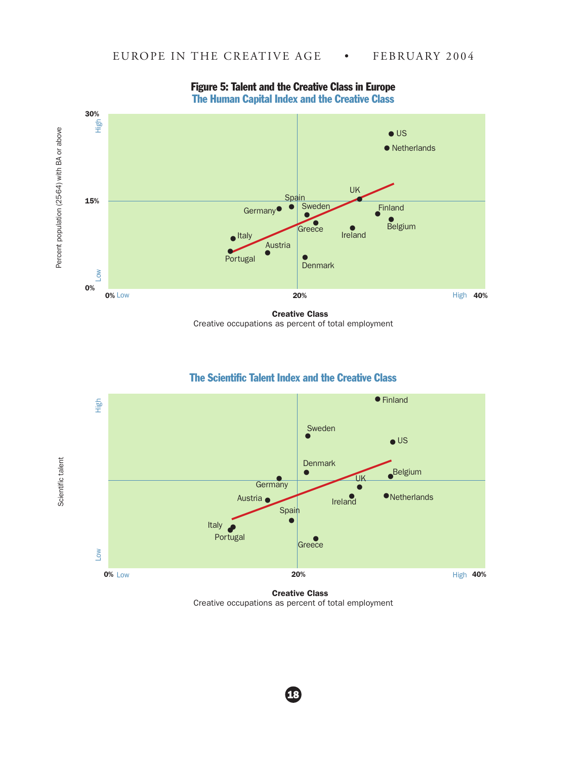## Figure 5: Talent and the Creative Class in Europe

### The Human Capital Index and the Creative Class

Percent population (25-64) with BA or above

30% High

15%

0% Low

US, Netherlands, UK, Spain, Germany, Sweden, Finland, Greece, Belgium, Ireland, Italy, Austria, Portugal, Denmark

0% Low — 20% — High 40%

**Creative Class**
Creative occupations as percent of total employment

### The Scientific Talent Index and the Creative Class

Scientific talent

High

Low

Finland, Sweden, US, Denmark, Belgium, UK, Germany, Netherlands, Austria, Ireland, Spain, Italy, Portugal, Greece

0% Low — 20% — High 40%

**Creative Class**
Creative occupations as percent of total employment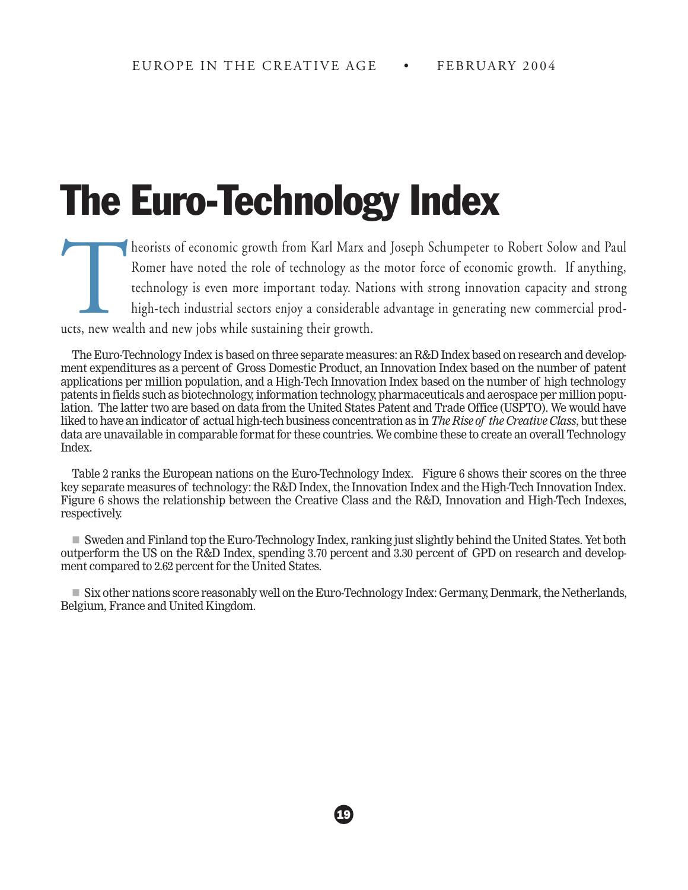# The Euro-Technology Index

Theorists of economic growth from Karl Marx and Joseph Schumpeter to Robert Solow and Paul Romer have noted the role of technology as the motor force of economic growth. If anything, technology is even more important today. Nations with strong innovation capacity and strong high-tech industrial sectors enjoy a considerable advantage in generating new commercial products, new wealth and new jobs while sustaining their growth.

The Euro-Technology Index is based on three separate measures: an R&D Index based on research and development expenditures as a percent of Gross Domestic Product, an Innovation Index based on the number of patent applications per million population, and a High-Tech Innovation Index based on the number of high technology patents in fields such as biotechnology, information technology, pharmaceuticals and aerospace per million population. The latter two are based on data from the United States Patent and Trade Office (USPTO). We would have liked to have an indicator of actual high-tech business concentration as in *The Rise of the Creative Class*, but these data are unavailable in comparable format for these countries. We combine these to create an overall Technology Index.

Table 2 ranks the European nations on the Euro-Technology Index. Figure 6 shows their scores on the three key separate measures of technology: the R&D Index, the Innovation Index and the High-Tech Innovation Index. Figure 6 shows the relationship between the Creative Class and the R&D, Innovation and High-Tech Indexes, respectively.

- Sweden and Finland top the Euro-Technology Index, ranking just slightly behind the United States. Yet both outperform the US on the R&D Index, spending 3.70 percent and 3.30 percent of GPD on research and development compared to 2.62 percent for the United States.

- Six other nations score reasonably well on the Euro-Technology Index: Germany, Denmark, the Netherlands, Belgium, France and United Kingdom.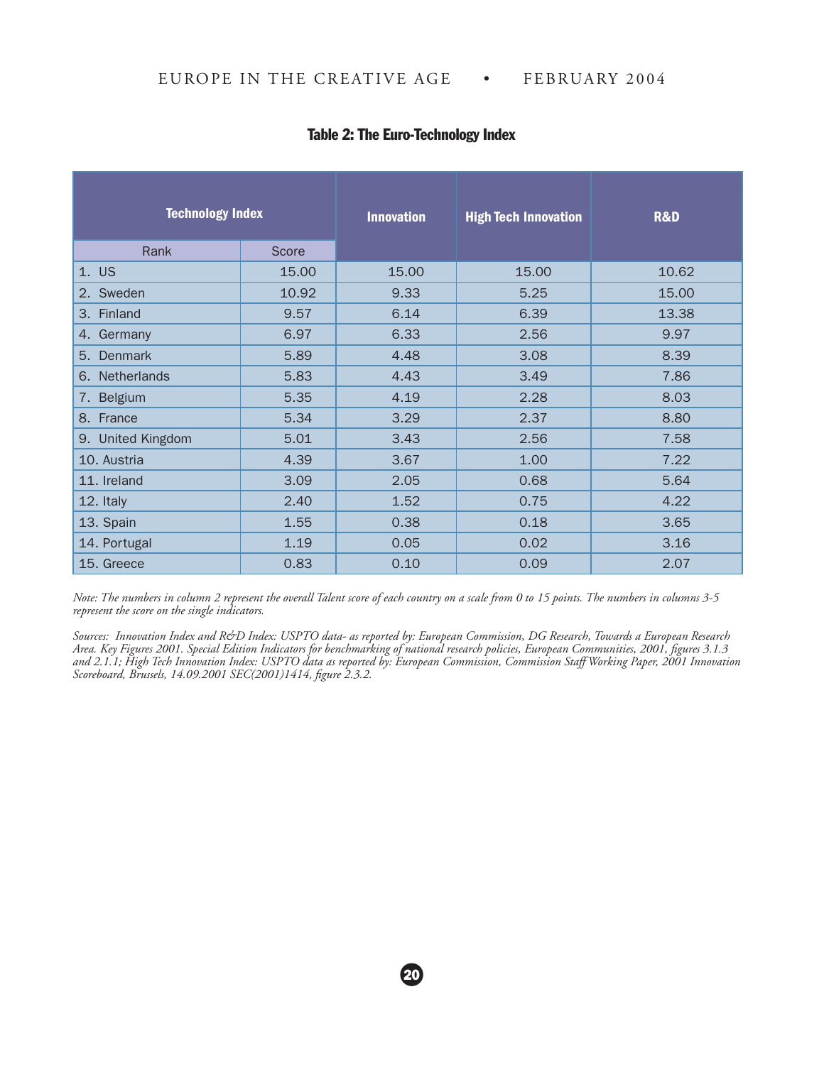### Table 2: The Euro-Technology Index

| Technology Index | | Innovation | High Tech Innovation | R&D |
|---|---|---|---|---|
| Rank | Score | | | |
| 1. US | 15.00 | 15.00 | 15.00 | 10.62 |
| 2. Sweden | 10.92 | 9.33 | 5.25 | 15.00 |
| 3. Finland | 9.57 | 6.14 | 6.39 | 13.38 |
| 4. Germany | 6.97 | 6.33 | 2.56 | 9.97 |
| 5. Denmark | 5.89 | 4.48 | 3.08 | 8.39 |
| 6. Netherlands | 5.83 | 4.43 | 3.49 | 7.86 |
| 7. Belgium | 5.35 | 4.19 | 2.28 | 8.03 |
| 8. France | 5.34 | 3.29 | 2.37 | 8.80 |
| 9. United Kingdom | 5.01 | 3.43 | 2.56 | 7.58 |
| 10. Austria | 4.39 | 3.67 | 1.00 | 7.22 |
| 11. Ireland | 3.09 | 2.05 | 0.68 | 5.64 |
| 12. Italy | 2.40 | 1.52 | 0.75 | 4.22 |
| 13. Spain | 1.55 | 0.38 | 0.18 | 3.65 |
| 14. Portugal | 1.19 | 0.05 | 0.02 | 3.16 |
| 15. Greece | 0.83 | 0.10 | 0.09 | 2.07 |

*Note: The numbers in column 2 represent the overall Talent score of each country on a scale from 0 to 15 points. The numbers in columns 3-5 represent the score on the single indicators.*

*Sources: Innovation Index and R&D Index: USPTO data- as reported by: European Commission, DG Research, Towards a European Research Area. Key Figures 2001. Special Edition Indicators for benchmarking of national research policies, European Communities, 2001, figures 3.1.3 and 2.1.1; High Tech Innovation Index: USPTO data as reported by: European Commission, Commission Staff Working Paper, 2001 Innovation Scoreboard, Brussels, 14.09.2001 SEC(2001)1414, figure 2.3.2.*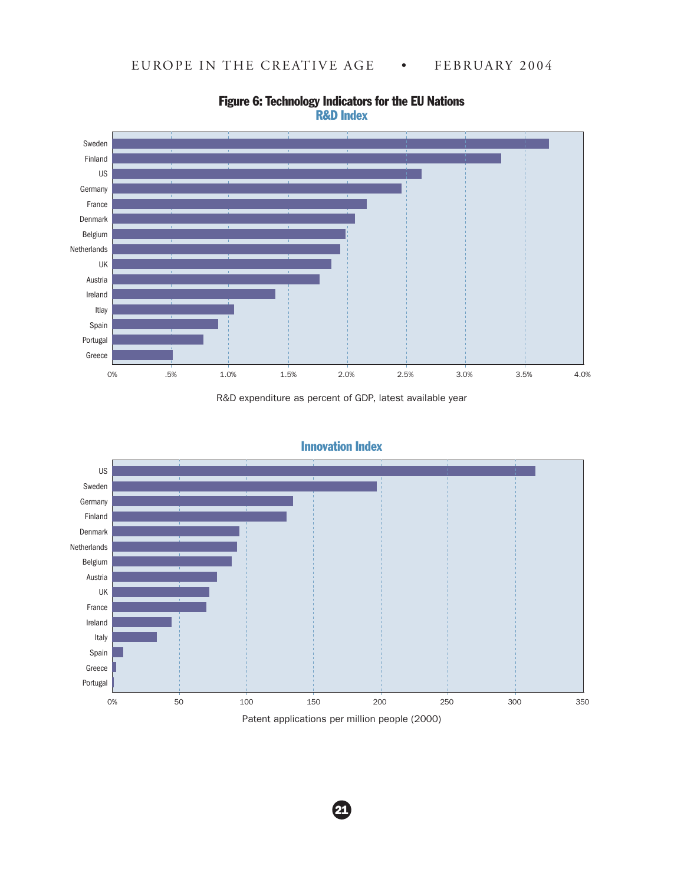**Figure 6: Technology Indicators for the EU Nations**

**R&D Index**

| Country | R&D expenditure as percent of GDP |
|---|---|
| Sweden | |
| Finland | |
| US | |
| Germany | |
| France | |
| Denmark | |
| Belgium | |
| Netherlands | |
| UK | |
| Austria | |
| Ireland | |
| Itlay | |
| Spain | |
| Portugal | |
| Greece | |

Axis: 0%, .5%, 1.0%, 1.5%, 2.0%, 2.5%, 3.0%, 3.5%, 4.0%

R&D expenditure as percent of GDP, latest available year

**Innovation Index**

| Country | Patent applications per million people (2000) |
|---|---|
| US | |
| Sweden | |
| Germany | |
| Finland | |
| Denmark | |
| Netherlands | |
| Belgium | |
| Austria | |
| UK | |
| France | |
| Ireland | |
| Italy | |
| Spain | |
| Greece | |
| Portugal | |

Axis: 0%, 50, 100, 150, 200, 250, 300, 350

Patent applications per million people (2000)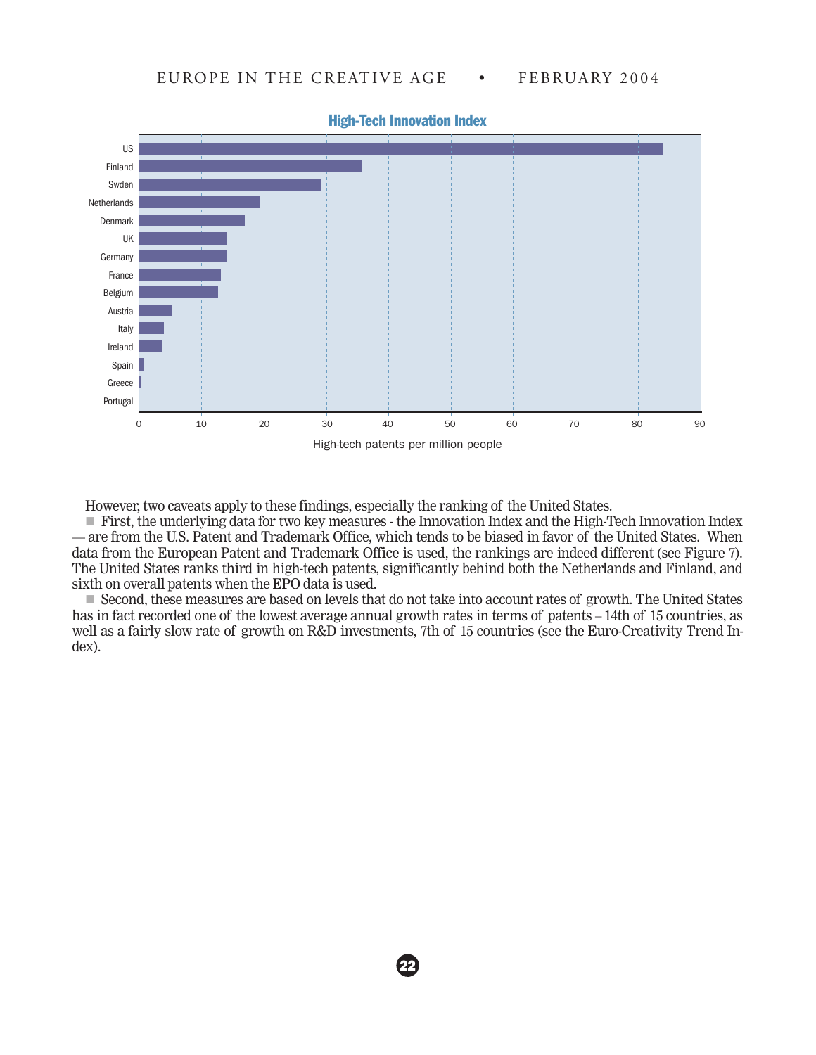**High-Tech Innovation Index**

| Country | High-tech patents per million people |
|---|---|
| US | |
| Finland | |
| Swden | |
| Netherlands | |
| Denmark | |
| UK | |
| Germany | |
| France | |
| Belgium | |
| Austria | |
| Italy | |
| Ireland | |
| Spain | |
| Greece | |
| Portugal | |

High-tech patents per million people

However, two caveats apply to these findings, especially the ranking of the United States.

- First, the underlying data for two key measures - the Innovation Index and the High-Tech Innovation Index — are from the U.S. Patent and Trademark Office, which tends to be biased in favor of the United States. When data from the European Patent and Trademark Office is used, the rankings are indeed different (see Figure 7). The United States ranks third in high-tech patents, significantly behind both the Netherlands and Finland, and sixth on overall patents when the EPO data is used.
- Second, these measures are based on levels that do not take into account rates of growth. The United States has in fact recorded one of the lowest average annual growth rates in terms of patents – 14th of 15 countries, as well as a fairly slow rate of growth on R&D investments, 7th of 15 countries (see the Euro-Creativity Trend Index).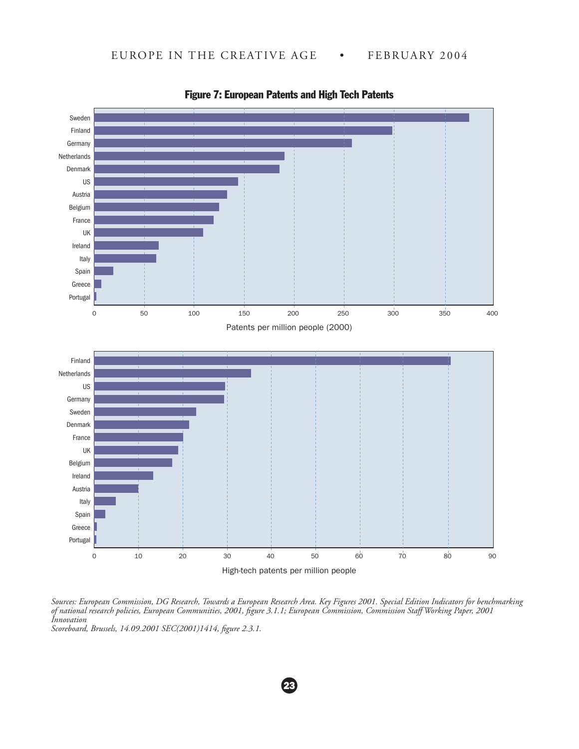**Figure 7: European Patents and High Tech Patents**

Sweden
Finland
Germany
Netherlands
Denmark
US
Austria
Belgium
France
UK
Ireland
Italy
Spain
Greece
Portugal

0 50 100 150 200 250 300 350 400

Patents per million people (2000)

Finland
Netherlands
US
Germany
Sweden
Denmark
France
UK
Belgium
Ireland
Austria
Italy
Spain
Greece
Portugal

0 10 20 30 40 50 60 70 80 90

High-tech patents per million people

*Sources: European Commission, DG Research, Towards a European Research Area. Key Figures 2001. Special Edition Indicators for benchmarking of national research policies, European Communities, 2001, figure 3.1.1; European Commission, Commission Staff Working Paper, 2001 Innovation Scoreboard, Brussels, 14.09.2001 SEC(2001)1414, figure 2.3.1.*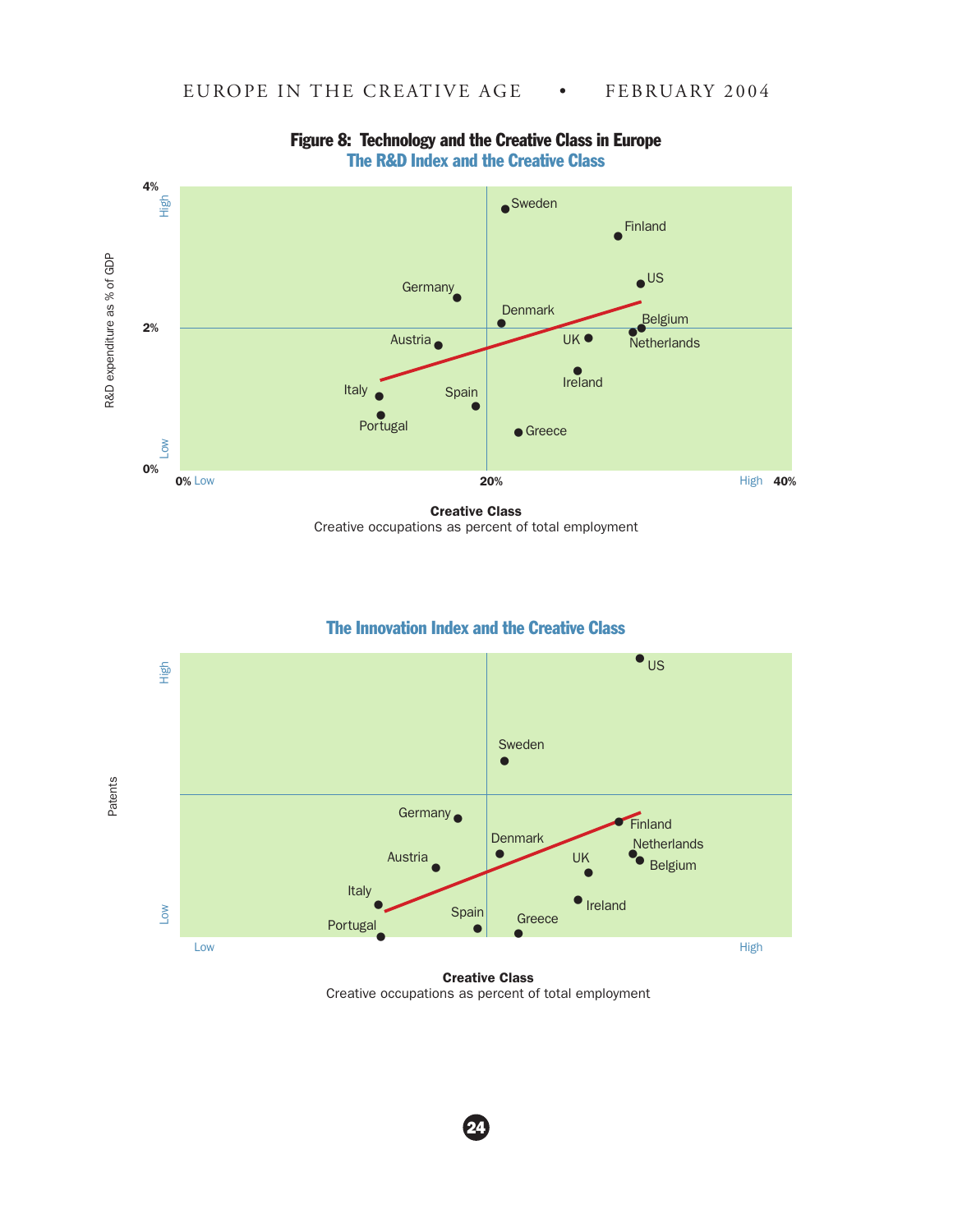**Figure 8: Technology and the Creative Class in Europe**

**The R&D Index and the Creative Class**

R&D expenditure as % of GDP

4% High

2%

0% Low

Sweden, Finland, US, Germany, Denmark, Belgium, Austria, UK, Netherlands, Ireland, Italy, Spain, Portugal, Greece

0% Low — 20% — High 40%

**Creative Class**
Creative occupations as percent of total employment

**The Innovation Index and the Creative Class**

Patents

High

Low

US, Sweden, Germany, Finland, Denmark, Netherlands, Austria, UK, Belgium, Italy, Ireland, Spain, Greece, Portugal

Low — High

**Creative Class**
Creative occupations as percent of total employment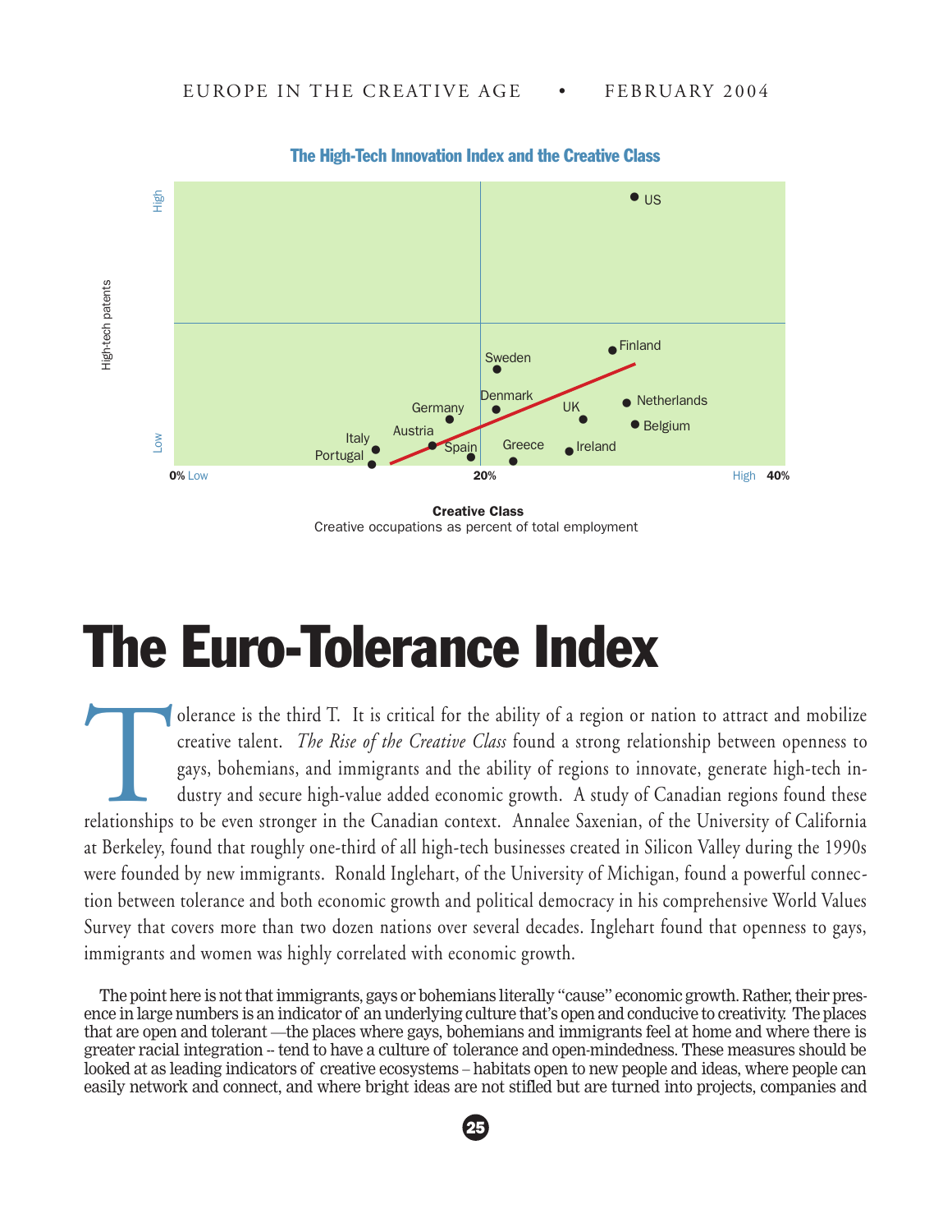The High-Tech Innovation Index and the Creative Class

High-tech patents

Creative Class
Creative occupations as percent of total employment

# The Euro-Tolerance Index

Tolerance is the third T. It is critical for the ability of a region or nation to attract and mobilize creative talent. *The Rise of the Creative Class* found a strong relationship between openness to gays, bohemians, and immigrants and the ability of regions to innovate, generate high-tech industry and secure high-value added economic growth. A study of Canadian regions found these relationships to be even stronger in the Canadian context. Annalee Saxenian, of the University of California at Berkeley, found that roughly one-third of all high-tech businesses created in Silicon Valley during the 1990s were founded by new immigrants. Ronald Inglehart, of the University of Michigan, found a powerful connection between tolerance and both economic growth and political democracy in his comprehensive World Values Survey that covers more than two dozen nations over several decades. Inglehart found that openness to gays, immigrants and women was highly correlated with economic growth.

The point here is not that immigrants, gays or bohemians literally "cause" economic growth. Rather, their presence in large numbers is an indicator of an underlying culture that's open and conducive to creativity. The places that are open and tolerant —the places where gays, bohemians and immigrants feel at home and where there is greater racial integration -- tend to have a culture of tolerance and open-mindedness. These measures should be looked at as leading indicators of creative ecosystems – habitats open to new people and ideas, where people can easily network and connect, and where bright ideas are not stifled but are turned into projects, companies and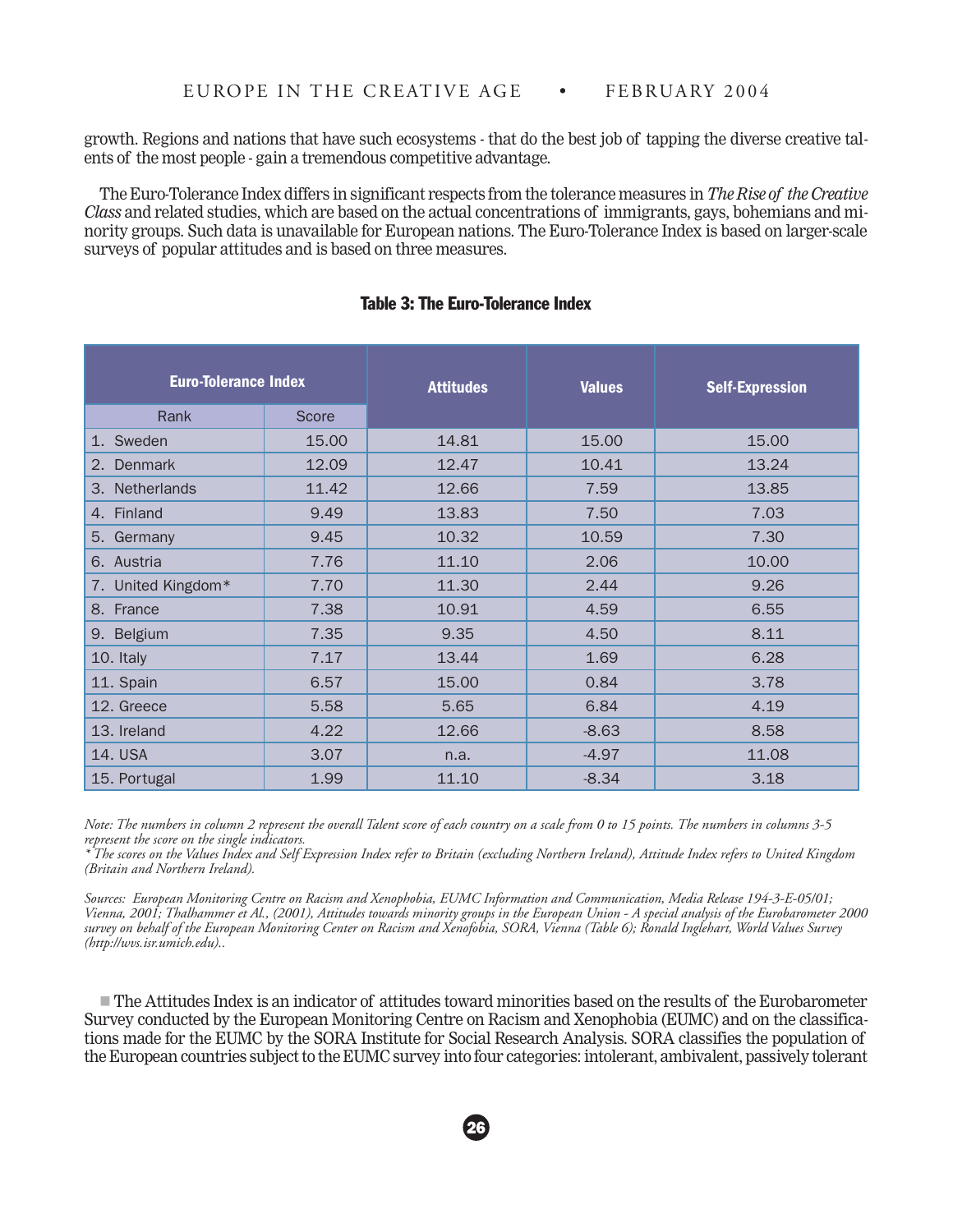growth. Regions and nations that have such ecosystems - that do the best job of tapping the diverse creative talents of the most people - gain a tremendous competitive advantage.

The Euro-Tolerance Index differs in significant respects from the tolerance measures in *The Rise of the Creative Class* and related studies, which are based on the actual concentrations of immigrants, gays, bohemians and minority groups. Such data is unavailable for European nations. The Euro-Tolerance Index is based on larger-scale surveys of popular attitudes and is based on three measures.

**Table 3: The Euro-Tolerance Index**

| Euro-Tolerance Index | | Attitudes | Values | Self-Expression |
|---|---|---|---|---|
| Rank | Score | | | |
| 1. Sweden | 15.00 | 14.81 | 15.00 | 15.00 |
| 2. Denmark | 12.09 | 12.47 | 10.41 | 13.24 |
| 3. Netherlands | 11.42 | 12.66 | 7.59 | 13.85 |
| 4. Finland | 9.49 | 13.83 | 7.50 | 7.03 |
| 5. Germany | 9.45 | 10.32 | 10.59 | 7.30 |
| 6. Austria | 7.76 | 11.10 | 2.06 | 10.00 |
| 7. United Kingdom* | 7.70 | 11.30 | 2.44 | 9.26 |
| 8. France | 7.38 | 10.91 | 4.59 | 6.55 |
| 9. Belgium | 7.35 | 9.35 | 4.50 | 8.11 |
| 10. Italy | 7.17 | 13.44 | 1.69 | 6.28 |
| 11. Spain | 6.57 | 15.00 | 0.84 | 3.78 |
| 12. Greece | 5.58 | 5.65 | 6.84 | 4.19 |
| 13. Ireland | 4.22 | 12.66 | -8.63 | 8.58 |
| 14. USA | 3.07 | n.a. | -4.97 | 11.08 |
| 15. Portugal | 1.99 | 11.10 | -8.34 | 3.18 |

*Note: The numbers in column 2 represent the overall Talent score of each country on a scale from 0 to 15 points. The numbers in columns 3-5 represent the score on the single indicators.*
*\* The scores on the Values Index and Self Expression Index refer to Britain (excluding Northern Ireland), Attitude Index refers to United Kingdom (Britain and Northern Ireland).*

*Sources: European Monitoring Centre on Racism and Xenophobia, EUMC Information and Communication, Media Release 194-3-E-05/01; Vienna, 2001; Thalhammer et Al., (2001), Attitudes towards minority groups in the European Union - A special analysis of the Eurobarometer 2000 survey on behalf of the European Monitoring Center on Racism and Xenofobia, SORA, Vienna (Table 6); Ronald Inglehart, World Values Survey (http://wvs.isr.umich.edu)..*

■ The Attitudes Index is an indicator of attitudes toward minorities based on the results of the Eurobarometer Survey conducted by the European Monitoring Centre on Racism and Xenophobia (EUMC) and on the classifications made for the EUMC by the SORA Institute for Social Research Analysis. SORA classifies the population of the European countries subject to the EUMC survey into four categories: intolerant, ambivalent, passively tolerant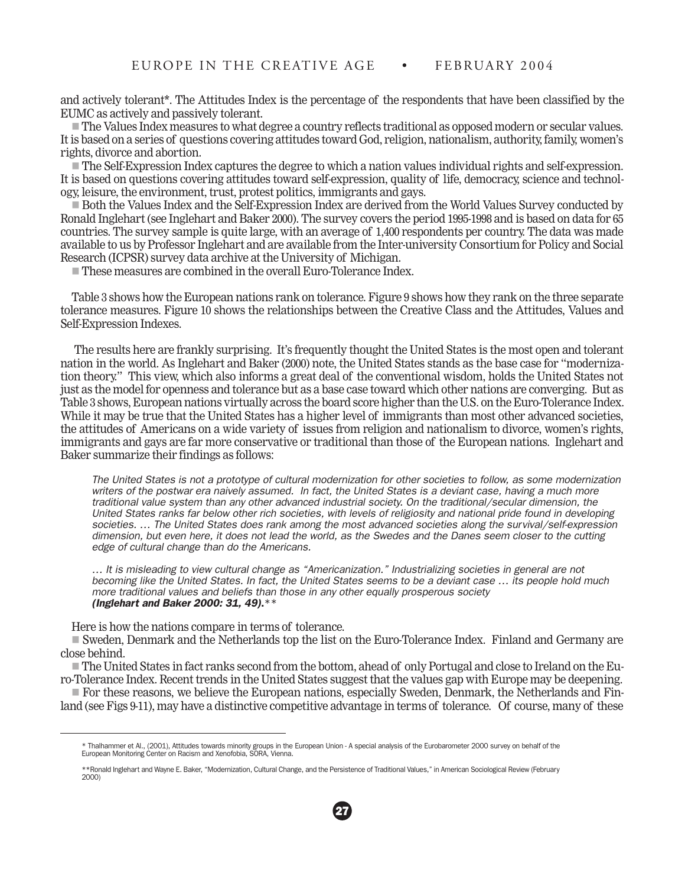and actively tolerant*. The Attitudes Index is the percentage of the respondents that have been classified by the EUMC as actively and passively tolerant.

- The Values Index measures to what degree a country reflects traditional as opposed modern or secular values. It is based on a series of questions covering attitudes toward God, religion, nationalism, authority, family, women's rights, divorce and abortion.
- The Self-Expression Index captures the degree to which a nation values individual rights and self-expression. It is based on questions covering attitudes toward self-expression, quality of life, democracy, science and technology, leisure, the environment, trust, protest politics, immigrants and gays.
- Both the Values Index and the Self-Expression Index are derived from the World Values Survey conducted by Ronald Inglehart (see Inglehart and Baker 2000). The survey covers the period 1995-1998 and is based on data for 65 countries. The survey sample is quite large, with an average of 1,400 respondents per country. The data was made available to us by Professor Inglehart and are available from the Inter-university Consortium for Policy and Social Research (ICPSR) survey data archive at the University of Michigan.
- These measures are combined in the overall Euro-Tolerance Index.

Table 3 shows how the European nations rank on tolerance. Figure 9 shows how they rank on the three separate tolerance measures. Figure 10 shows the relationships between the Creative Class and the Attitudes, Values and Self-Expression Indexes.

The results here are frankly surprising. It's frequently thought the United States is the most open and tolerant nation in the world. As Inglehart and Baker (2000) note, the United States stands as the base case for "modernization theory." This view, which also informs a great deal of the conventional wisdom, holds the United States not just as the model for openness and tolerance but as a base case toward which other nations are converging. But as Table 3 shows, European nations virtually across the board score higher than the U.S. on the Euro-Tolerance Index. While it may be true that the United States has a higher level of immigrants than most other advanced societies, the attitudes of Americans on a wide variety of issues from religion and nationalism to divorce, women's rights, immigrants and gays are far more conservative or traditional than those of the European nations. Inglehart and Baker summarize their findings as follows:

> *The United States is not a prototype of cultural modernization for other societies to follow, as some modernization writers of the postwar era naively assumed. In fact, the United States is a deviant case, having a much more traditional value system than any other advanced industrial society. On the traditional/secular dimension, the United States ranks far below other rich societies, with levels of religiosity and national pride found in developing societies. … The United States does rank among the most advanced societies along the survival/self-expression dimension, but even here, it does not lead the world, as the Swedes and the Danes seem closer to the cutting edge of cultural change than do the Americans.*
>
> *… It is misleading to view cultural change as "Americanization." Industrializing societies in general are not becoming like the United States. In fact, the United States seems to be a deviant case … its people hold much more traditional values and beliefs than those in any other equally prosperous society* ***(Inglehart and Baker 2000: 31, 49).***\*\*

Here is how the nations compare in terms of tolerance.

- Sweden, Denmark and the Netherlands top the list on the Euro-Tolerance Index. Finland and Germany are close behind.
- The United States in fact ranks second from the bottom, ahead of only Portugal and close to Ireland on the Euro-Tolerance Index. Recent trends in the United States suggest that the values gap with Europe may be deepening.
- For these reasons, we believe the European nations, especially Sweden, Denmark, the Netherlands and Finland (see Figs 9-11), may have a distinctive competitive advantage in terms of tolerance. Of course, many of these

---

\* Thalhammer et Al., (2001), Attitudes towards minority groups in the European Union - A special analysis of the Eurobarometer 2000 survey on behalf of the European Monitoring Center on Racism and Xenofobia, SORA, Vienna.

\*\*Ronald Inglehart and Wayne E. Baker, "Modernization, Cultural Change, and the Persistence of Traditional Values," in American Sociological Review (February 2000)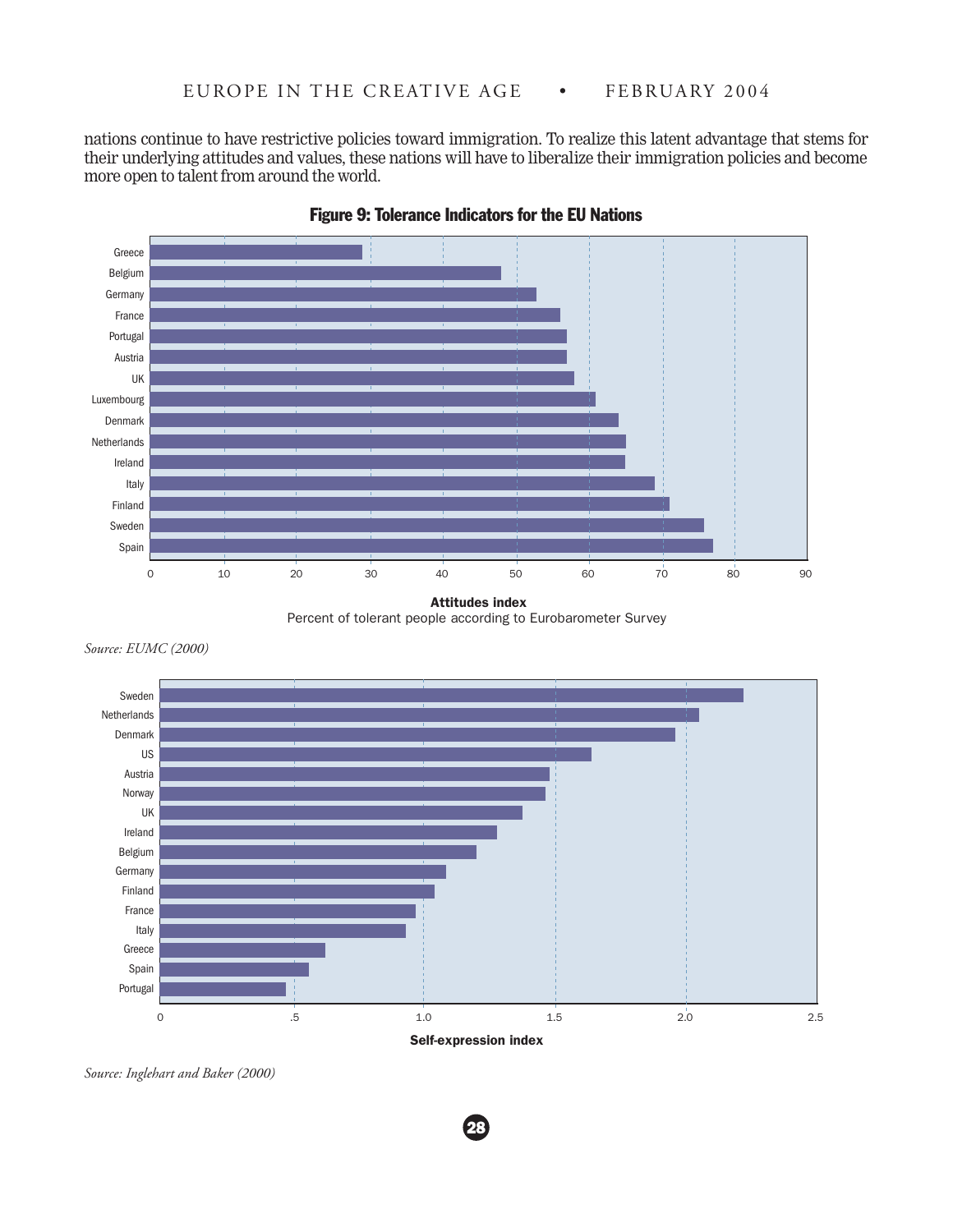nations continue to have restrictive policies toward immigration. To realize this latent advantage that stems for their underlying attitudes and values, these nations will have to liberalize their immigration policies and become more open to talent from around the world.

**Figure 9: Tolerance Indicators for the EU Nations**

| Country | Attitudes index |
|---|---|
| Greece | 29 |
| Belgium | 48 |
| Germany | 53 |
| France | 56 |
| Portugal | 57 |
| Austria | 57 |
| UK | 58 |
| Luxembourg | 61 |
| Denmark | 64 |
| Netherlands | 65 |
| Ireland | 65 |
| Italy | 69 |
| Finland | 71 |
| Sweden | 76 |
| Spain | 77 |

**Attitudes index**
Percent of tolerant people according to Eurobarometer Survey

*Source: EUMC (2000)*

| Country | Self-expression index |
|---|---|
| Sweden | 2.22 |
| Netherlands | 2.05 |
| Denmark | 1.96 |
| US | 1.64 |
| Austria | 1.48 |
| Norway | 1.46 |
| UK | 1.38 |
| Ireland | 1.28 |
| Belgium | 1.20 |
| Germany | 1.09 |
| Finland | 1.04 |
| France | 0.97 |
| Italy | 0.93 |
| Greece | 0.63 |
| Spain | 0.56 |
| Portugal | 0.48 |

**Self-expression index**

*Source: Inglehart and Baker (2000)*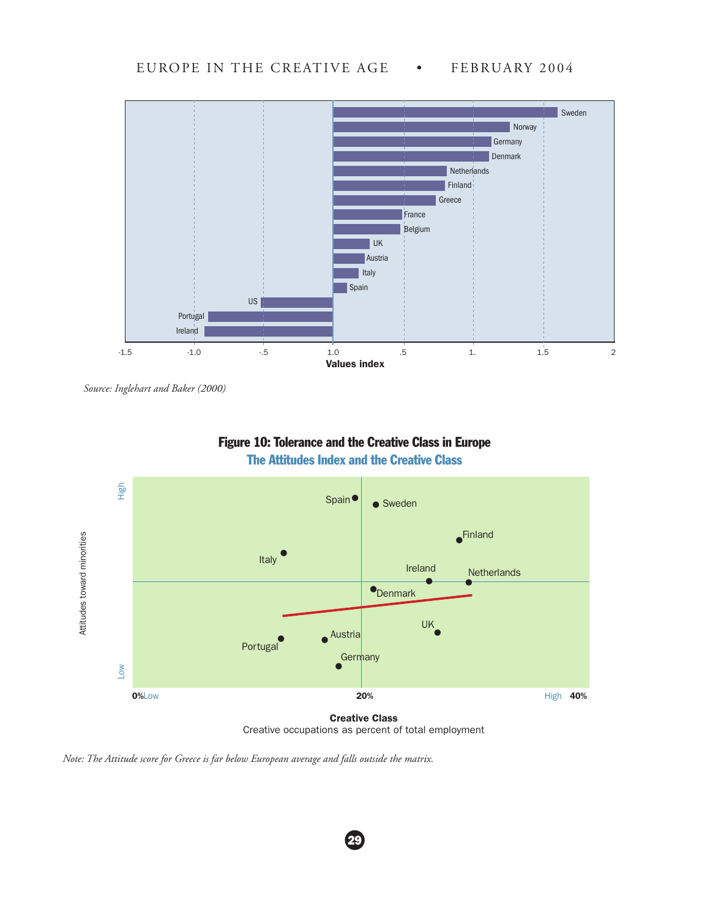Source: *Inglehart and Baker (2000)*

**Figure 10: Tolerance and the Creative Class in Europe**

**The Attitudes Index and the Creative Class**

*Note: The Attitude score for Greece is far below European average and falls outside the matrix.*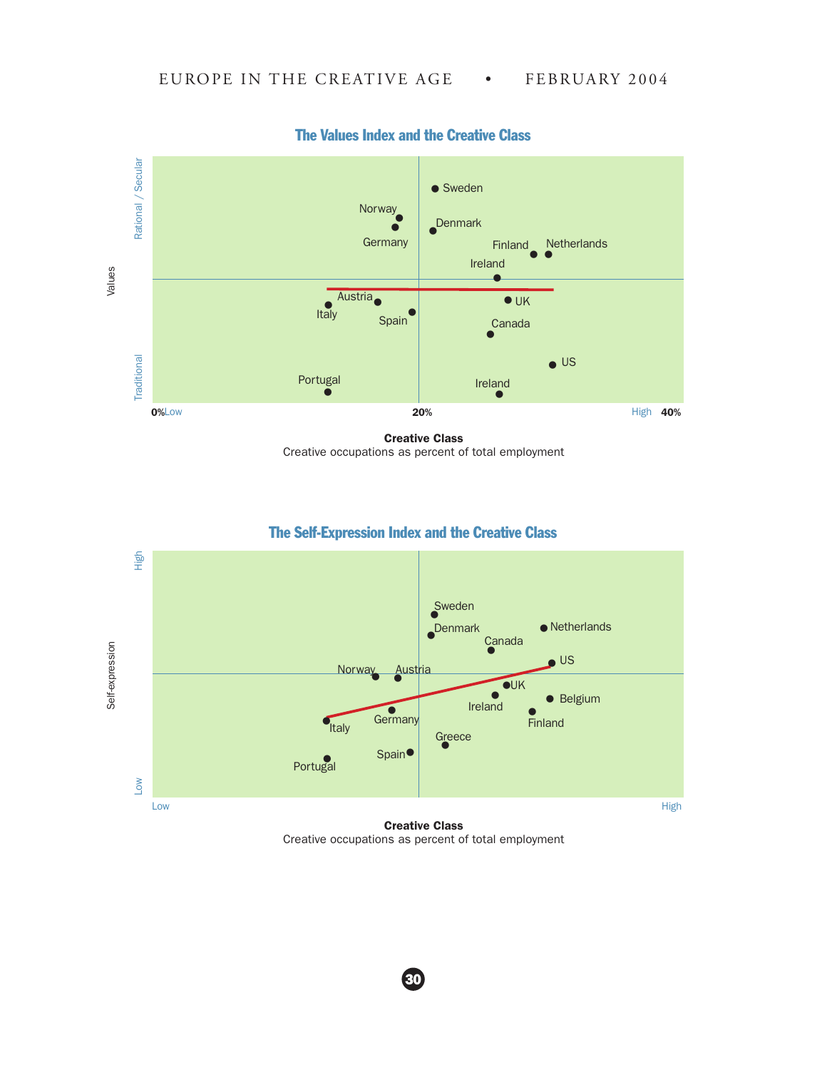## The Values Index and the Creative Class

Values

Rational / Secular

Traditional

Sweden, Norway, Denmark, Germany, Finland, Netherlands, Ireland, Austria, UK, Italy, Spain, Canada, US, Portugal, Ireland

0% Low — 20% — High 40%

**Creative Class**
Creative occupations as percent of total employment

## The Self-Expression Index and the Creative Class

Self-expression

High

Low

Sweden, Denmark, Netherlands, Canada, US, Norway, Austria, UK, Belgium, Ireland, Germany, Italy, Finland, Greece, Spain, Portugal

Low — High

**Creative Class**
Creative occupations as percent of total employment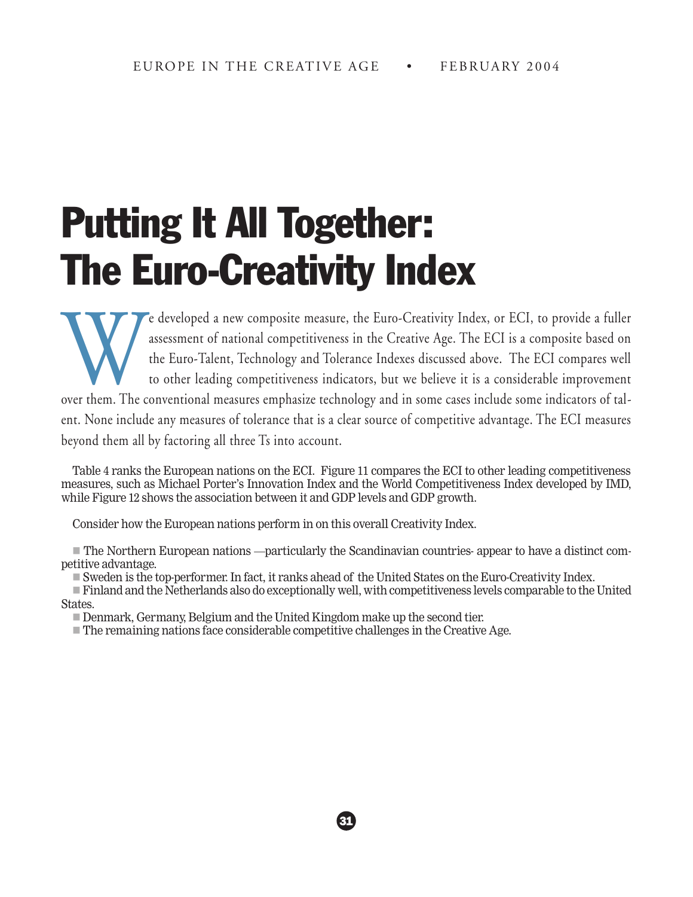# Putting It All Together: The Euro-Creativity Index

We developed a new composite measure, the Euro-Creativity Index, or ECI, to provide a fuller assessment of national competitiveness in the Creative Age. The ECI is a composite based on the Euro-Talent, Technology and Tolerance Indexes discussed above. The ECI compares well to other leading competitiveness indicators, but we believe it is a considerable improvement over them. The conventional measures emphasize technology and in some cases include some indicators of talent. None include any measures of tolerance that is a clear source of competitive advantage. The ECI measures beyond them all by factoring all three Ts into account.

Table 4 ranks the European nations on the ECI. Figure 11 compares the ECI to other leading competitiveness measures, such as Michael Porter's Innovation Index and the World Competitiveness Index developed by IMD, while Figure 12 shows the association between it and GDP levels and GDP growth.

Consider how the European nations perform in on this overall Creativity Index.

- The Northern European nations —particularly the Scandinavian countries- appear to have a distinct competitive advantage.
- Sweden is the top-performer. In fact, it ranks ahead of the United States on the Euro-Creativity Index.
- Finland and the Netherlands also do exceptionally well, with competitiveness levels comparable to the United States.
- Denmark, Germany, Belgium and the United Kingdom make up the second tier.
- The remaining nations face considerable competitive challenges in the Creative Age.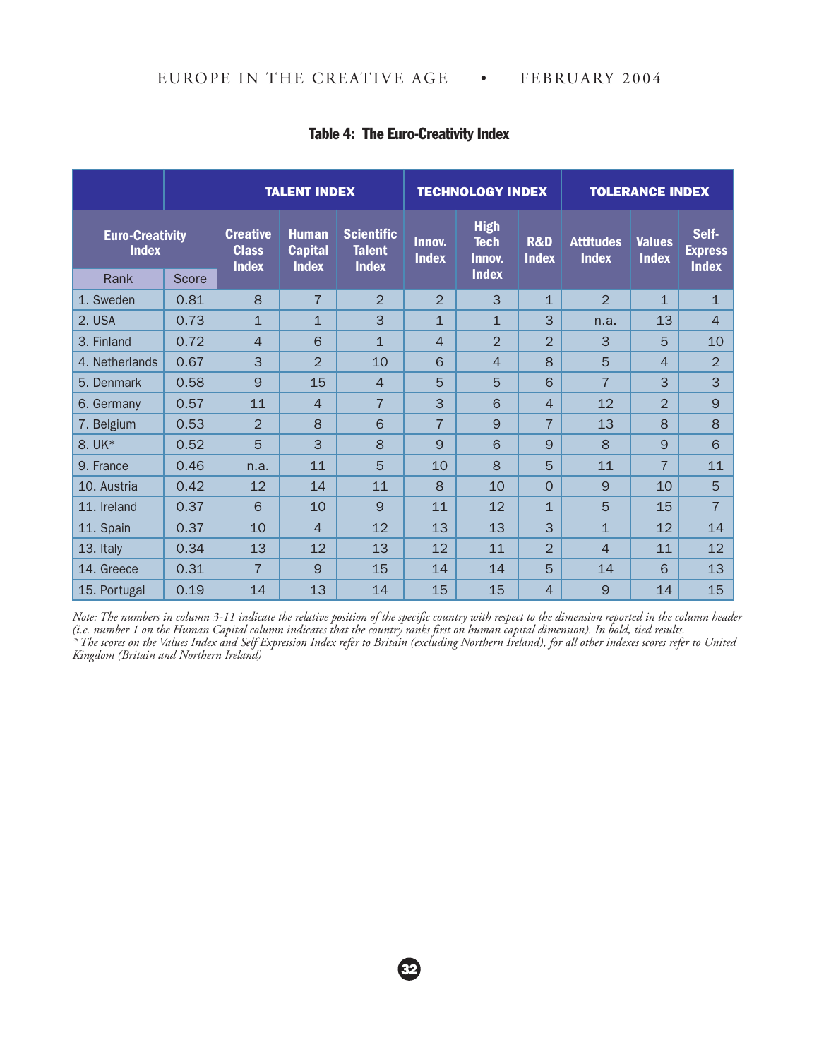### Table 4: The Euro-Creativity Index

| Euro-Creativity Index | | TALENT INDEX | | | TECHNOLOGY INDEX | | | TOLERANCE INDEX | | |
|---|---|---|---|---|---|---|---|---|---|---|
| Rank | Score | Creative Class Index | Human Capital Index | Scientific Talent Index | Innov. Index | High Tech Innov. Index | R&D Index | Attitudes Index | Values Index | Self-Express Index |
| 1. Sweden | 0.81 | 8 | 7 | 2 | 2 | 3 | 1 | 2 | 1 | 1 |
| 2. USA | 0.73 | 1 | 1 | 3 | 1 | 1 | 3 | n.a. | 13 | 4 |
| 3. Finland | 0.72 | 4 | 6 | 1 | 4 | 2 | 2 | 3 | 5 | 10 |
| 4. Netherlands | 0.67 | 3 | 2 | 10 | 6 | 4 | 8 | 5 | 4 | 2 |
| 5. Denmark | 0.58 | 9 | 15 | 4 | 5 | 5 | 6 | 7 | 3 | 3 |
| 6. Germany | 0.57 | 11 | 4 | 7 | 3 | 6 | 4 | 12 | 2 | 9 |
| 7. Belgium | 0.53 | 2 | 8 | 6 | 7 | 9 | 7 | 13 | 8 | 8 |
| 8. UK* | 0.52 | 5 | 3 | 8 | 9 | 6 | 9 | 8 | 9 | 6 |
| 9. France | 0.46 | n.a. | 11 | 5 | 10 | 8 | 5 | 11 | 7 | 11 |
| 10. Austria | 0.42 | 12 | 14 | 11 | 8 | 10 | 0 | 9 | 10 | 5 |
| 11. Ireland | 0.37 | 6 | 10 | 9 | 11 | 12 | 1 | 5 | 15 | 7 |
| 11. Spain | 0.37 | 10 | 4 | 12 | 13 | 13 | 3 | 1 | 12 | 14 |
| 13. Italy | 0.34 | 13 | 12 | 13 | 12 | 11 | 2 | 4 | 11 | 12 |
| 14. Greece | 0.31 | 7 | 9 | 15 | 14 | 14 | 5 | 14 | 6 | 13 |
| 15. Portugal | 0.19 | 14 | 13 | 14 | 15 | 15 | 4 | 9 | 14 | 15 |

*Note: The numbers in column 3-11 indicate the relative position of the specific country with respect to the dimension reported in the column header (i.e. number 1 on the Human Capital column indicates that the country ranks first on human capital dimension). In bold, tied results.*
*\* The scores on the Values Index and Self Expression Index refer to Britain (excluding Northern Ireland), for all other indexes scores refer to United Kingdom (Britain and Northern Ireland)*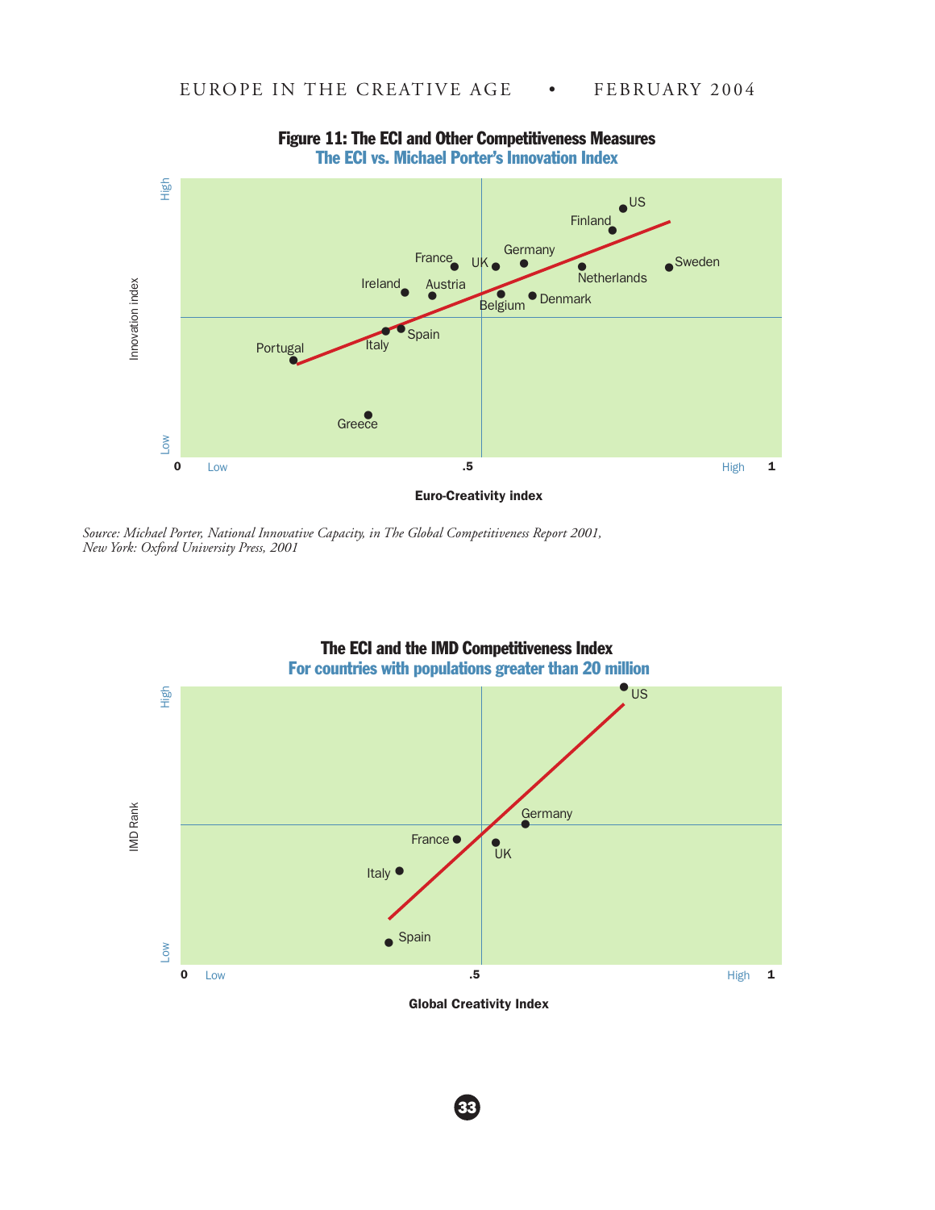## Figure 11: The ECI and Other Competitiveness Measures

### The ECI vs. Michael Porter's Innovation Index

Innovation index (Low – High)

Euro-Creativity index (0 Low – .5 – High 1)

US, Finland, Sweden, Germany, France, UK, Netherlands, Ireland, Austria, Belgium, Denmark, Spain, Italy, Portugal, Greece

*Source: Michael Porter, National Innovative Capacity, in The Global Competitiveness Report 2001, New York: Oxford University Press, 2001*

### The ECI and the IMD Competitiveness Index

### For countries with populations greater than 20 million

IMD Rank (Low – High)

Global Creativity Index (0 Low – .5 – High 1)

US, Germany, France, UK, Italy, Spain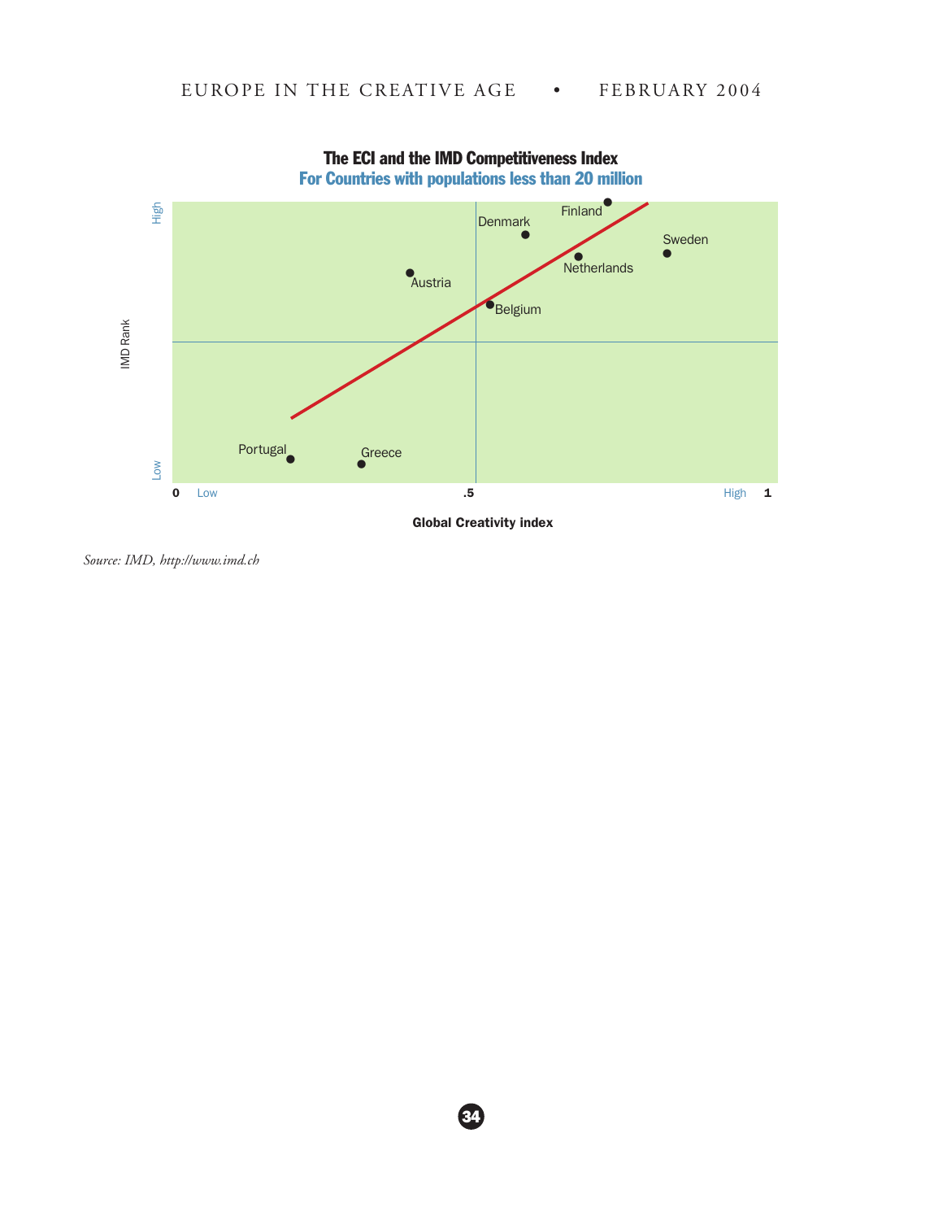**The ECI and the IMD Competitiveness Index**

**For Countries with populations less than 20 million**

IMD Rank (Low – High)

Finland, Denmark, Sweden, Netherlands, Austria, Belgium, Portugal, Greece

0 Low .5 High 1

**Global Creativity index**

*Source: IMD, http://www.imd.ch*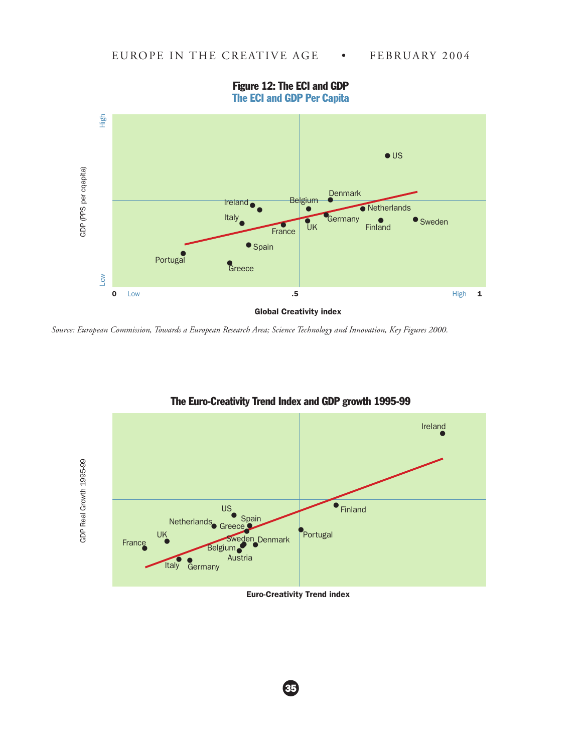**Figure 12: The ECI and GDP**

**The ECI and GDP Per Capita**

GDP (PPS per cqapita)

High

Low

US

Denmark

Belgium

Ireland

Netherlands

Italy

Germany

Sweden

France

UK

Finland

Spain

Portugal

Greece

0 Low .5 High 1

**Global Creativity index**

*Source: European Commission, Towards a European Research Area; Science Technology and Innovation, Key Figures 2000.*

**The Euro-Creativity Trend Index and GDP growth 1995-99**

GDP Real Growth 1995-99

Ireland

Finland

US

Spain

Netherlands

Greece

Portugal

UK

Sweden

Denmark

France

Belgium

Austria

Italy

Germany

**Euro-Creativity Trend index**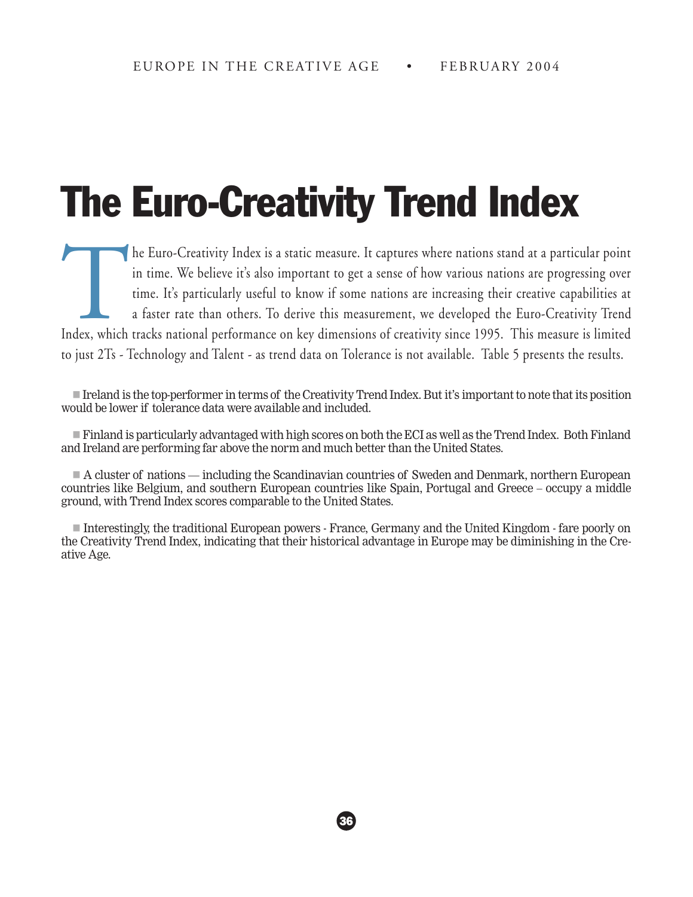# The Euro-Creativity Trend Index

The Euro-Creativity Index is a static measure. It captures where nations stand at a particular point in time. We believe it's also important to get a sense of how various nations are progressing over time. It's particularly useful to know if some nations are increasing their creative capabilities at a faster rate than others. To derive this measurement, we developed the Euro-Creativity Trend Index, which tracks national performance on key dimensions of creativity since 1995. This measure is limited to just 2Ts - Technology and Talent - as trend data on Tolerance is not available. Table 5 presents the results.

- Ireland is the top-performer in terms of the Creativity Trend Index. But it's important to note that its position would be lower if tolerance data were available and included.

- Finland is particularly advantaged with high scores on both the ECI as well as the Trend Index. Both Finland and Ireland are performing far above the norm and much better than the United States.

- A cluster of nations — including the Scandinavian countries of Sweden and Denmark, northern European countries like Belgium, and southern European countries like Spain, Portugal and Greece – occupy a middle ground, with Trend Index scores comparable to the United States.

- Interestingly, the traditional European powers - France, Germany and the United Kingdom - fare poorly on the Creativity Trend Index, indicating that their historical advantage in Europe may be diminishing in the Creative Age.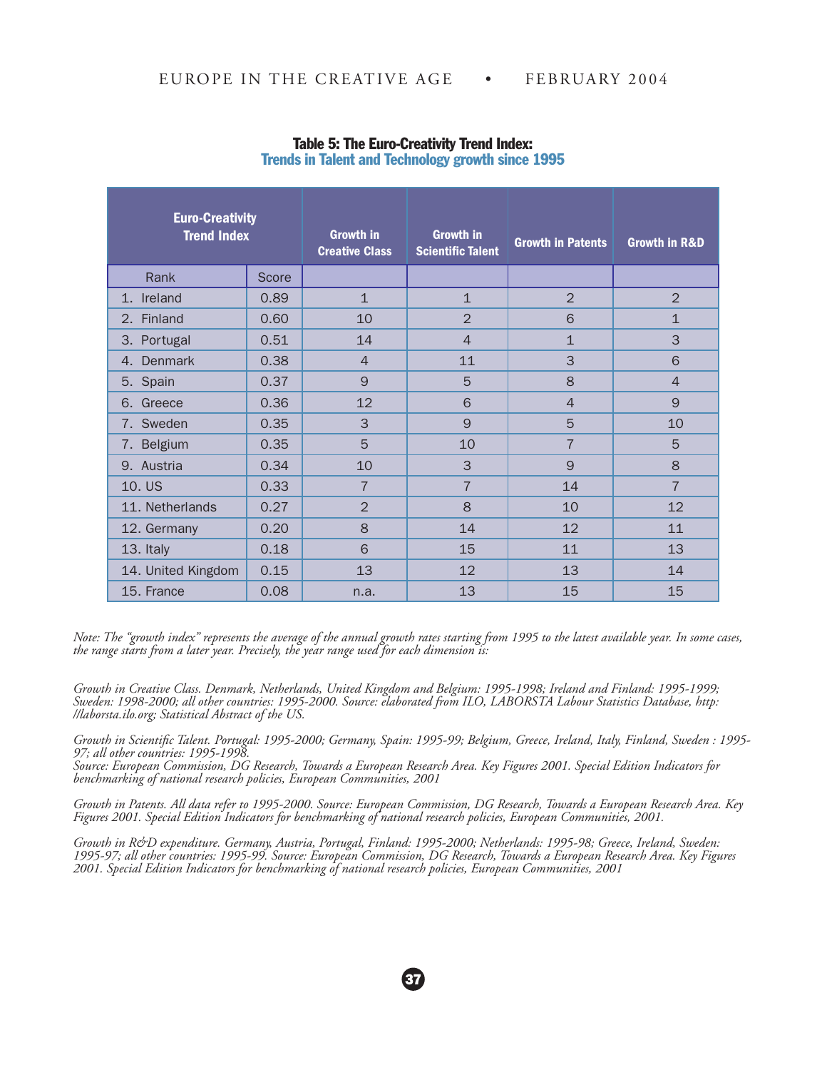**Table 5: The Euro-Creativity Trend Index:**
**Trends in Talent and Technology growth since 1995**

| Euro-Creativity Trend Index | | Growth in Creative Class | Growth in Scientific Talent | Growth in Patents | Growth in R&D |
|---|---|---|---|---|---|
| Rank | Score | | | | |
| 1. Ireland | 0.89 | 1 | 1 | 2 | 2 |
| 2. Finland | 0.60 | 10 | 2 | 6 | 1 |
| 3. Portugal | 0.51 | 14 | 4 | 1 | 3 |
| 4. Denmark | 0.38 | 4 | 11 | 3 | 6 |
| 5. Spain | 0.37 | 9 | 5 | 8 | 4 |
| 6. Greece | 0.36 | 12 | 6 | 4 | 9 |
| 7. Sweden | 0.35 | 3 | 9 | 5 | 10 |
| 7. Belgium | 0.35 | 5 | 10 | 7 | 5 |
| 9. Austria | 0.34 | 10 | 3 | 9 | 8 |
| 10. US | 0.33 | 7 | 7 | 14 | 7 |
| 11. Netherlands | 0.27 | 2 | 8 | 10 | 12 |
| 12. Germany | 0.20 | 8 | 14 | 12 | 11 |
| 13. Italy | 0.18 | 6 | 15 | 11 | 13 |
| 14. United Kingdom | 0.15 | 13 | 12 | 13 | 14 |
| 15. France | 0.08 | n.a. | 13 | 15 | 15 |

*Note: The "growth index" represents the average of the annual growth rates starting from 1995 to the latest available year. In some cases, the range starts from a later year. Precisely, the year range used for each dimension is:*

*Growth in Creative Class. Denmark, Netherlands, United Kingdom and Belgium: 1995-1998; Ireland and Finland: 1995-1999; Sweden: 1998-2000; all other countries: 1995-2000. Source: elaborated from ILO, LABORSTA Labour Statistics Database, http://laborsta.ilo.org; Statistical Abstract of the US.*

*Growth in Scientific Talent. Portugal: 1995-2000; Germany, Spain: 1995-99; Belgium, Greece, Ireland, Italy, Finland, Sweden : 1995-97; all other countries: 1995-1998.*
*Source: European Commission, DG Research, Towards a European Research Area. Key Figures 2001. Special Edition Indicators for benchmarking of national research policies, European Communities, 2001*

*Growth in Patents. All data refer to 1995-2000. Source: European Commission, DG Research, Towards a European Research Area. Key Figures 2001. Special Edition Indicators for benchmarking of national research policies, European Communities, 2001.*

*Growth in R&D expenditure. Germany, Austria, Portugal, Finland: 1995-2000; Netherlands: 1995-98; Greece, Ireland, Sweden: 1995-97; all other countries: 1995-99. Source: European Commission, DG Research, Towards a European Research Area. Key Figures 2001. Special Edition Indicators for benchmarking of national research policies, European Communities, 2001*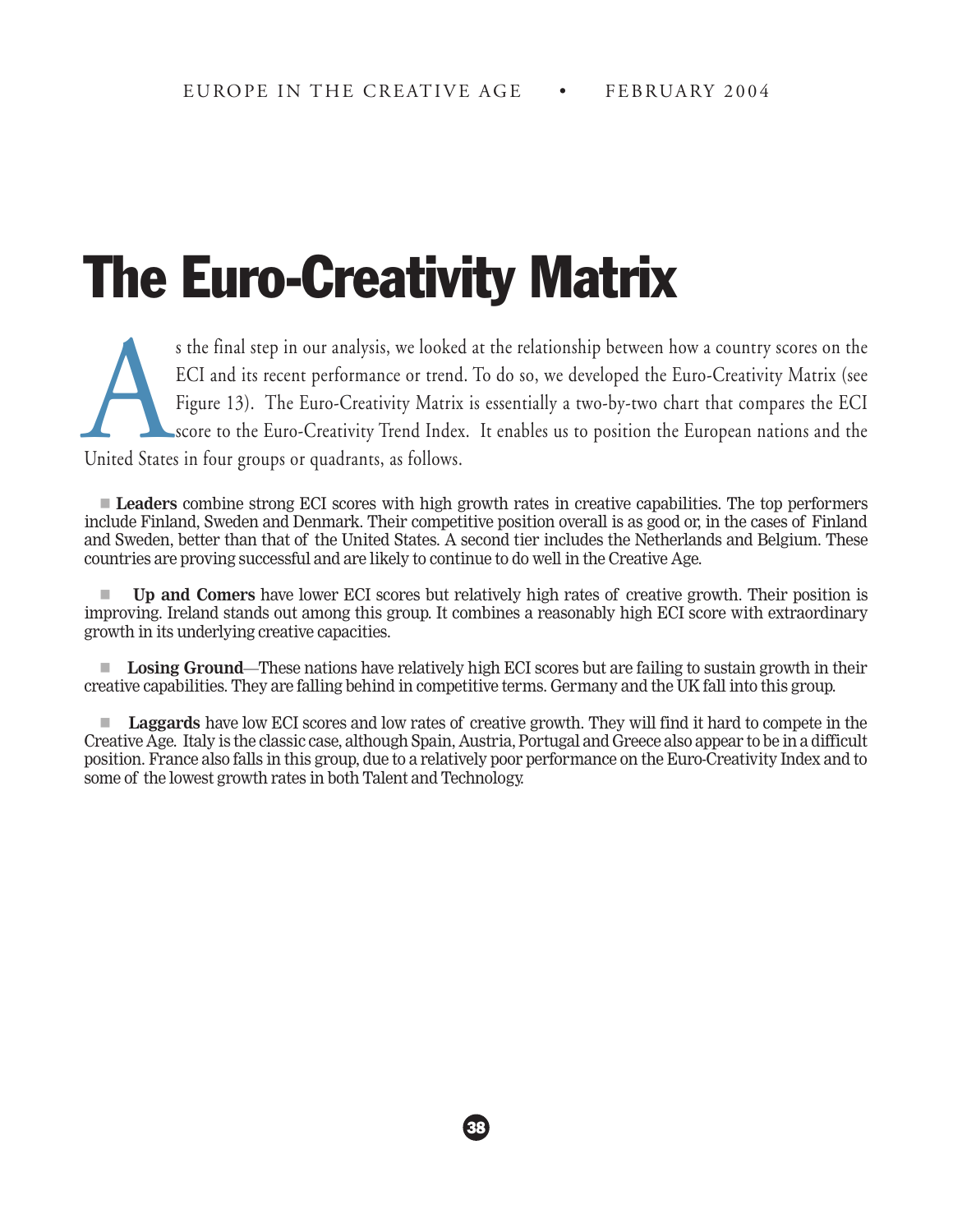# The Euro-Creativity Matrix

As the final step in our analysis, we looked at the relationship between how a country scores on the ECI and its recent performance or trend. To do so, we developed the Euro-Creativity Matrix (see Figure 13). The Euro-Creativity Matrix is essentially a two-by-two chart that compares the ECI score to the Euro-Creativity Trend Index. It enables us to position the European nations and the United States in four groups or quadrants, as follows.

- **Leaders** combine strong ECI scores with high growth rates in creative capabilities. The top performers include Finland, Sweden and Denmark. Their competitive position overall is as good or, in the cases of Finland and Sweden, better than that of the United States. A second tier includes the Netherlands and Belgium. These countries are proving successful and are likely to continue to do well in the Creative Age.

- **Up and Comers** have lower ECI scores but relatively high rates of creative growth. Their position is improving. Ireland stands out among this group. It combines a reasonably high ECI score with extraordinary growth in its underlying creative capacities.

- **Losing Ground**—These nations have relatively high ECI scores but are failing to sustain growth in their creative capabilities. They are falling behind in competitive terms. Germany and the UK fall into this group.

- **Laggards** have low ECI scores and low rates of creative growth. They will find it hard to compete in the Creative Age. Italy is the classic case, although Spain, Austria, Portugal and Greece also appear to be in a difficult position. France also falls in this group, due to a relatively poor performance on the Euro-Creativity Index and to some of the lowest growth rates in both Talent and Technology.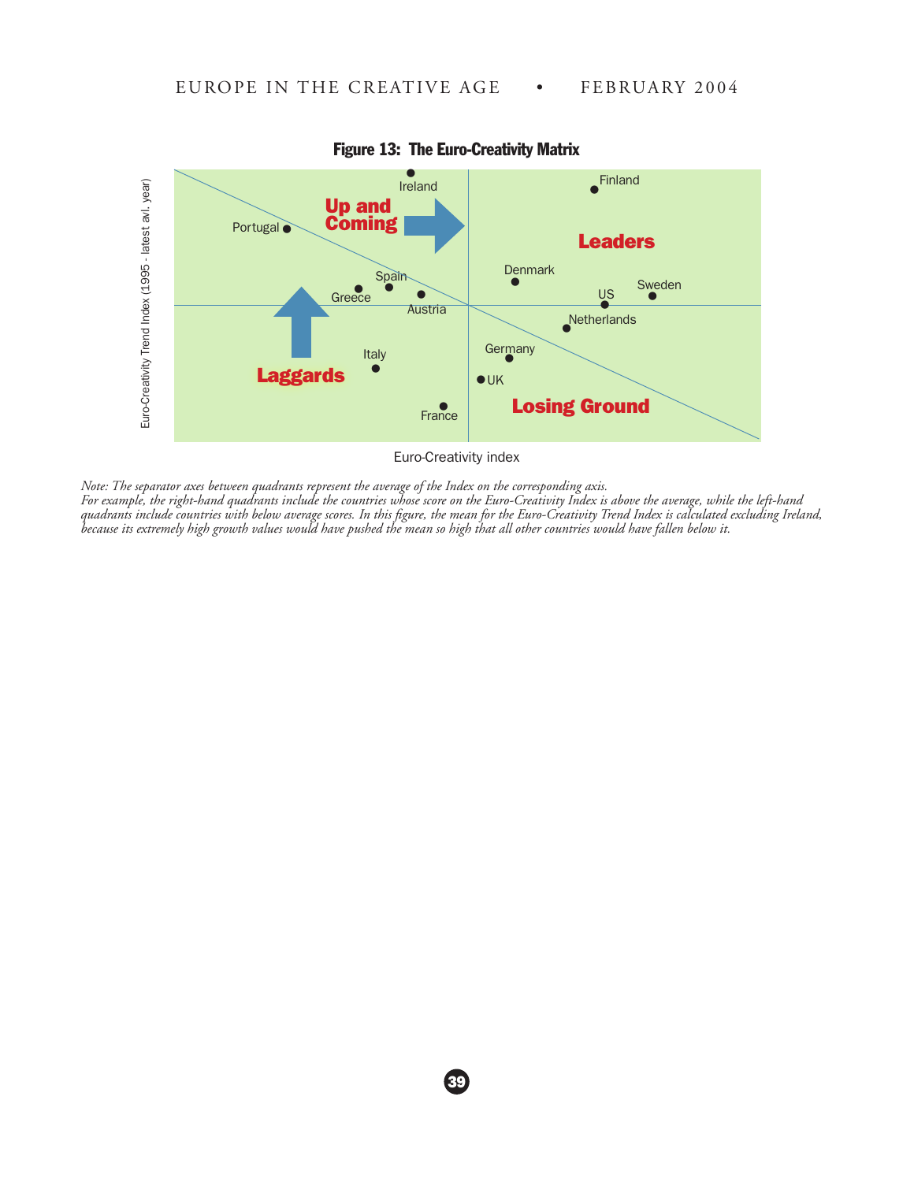**Figure 13: The Euro-Creativity Matrix**

*Note: The separator axes between quadrants represent the average of the Index on the corresponding axis. For example, the right-hand quadrants include the countries whose score on the Euro-Creativity Index is above the average, while the left-hand quadrants include countries with below average scores. In this figure, the mean for the Euro-Creativity Trend Index is calculated excluding Ireland, because its extremely high growth values would have pushed the mean so high that all other countries would have fallen below it.*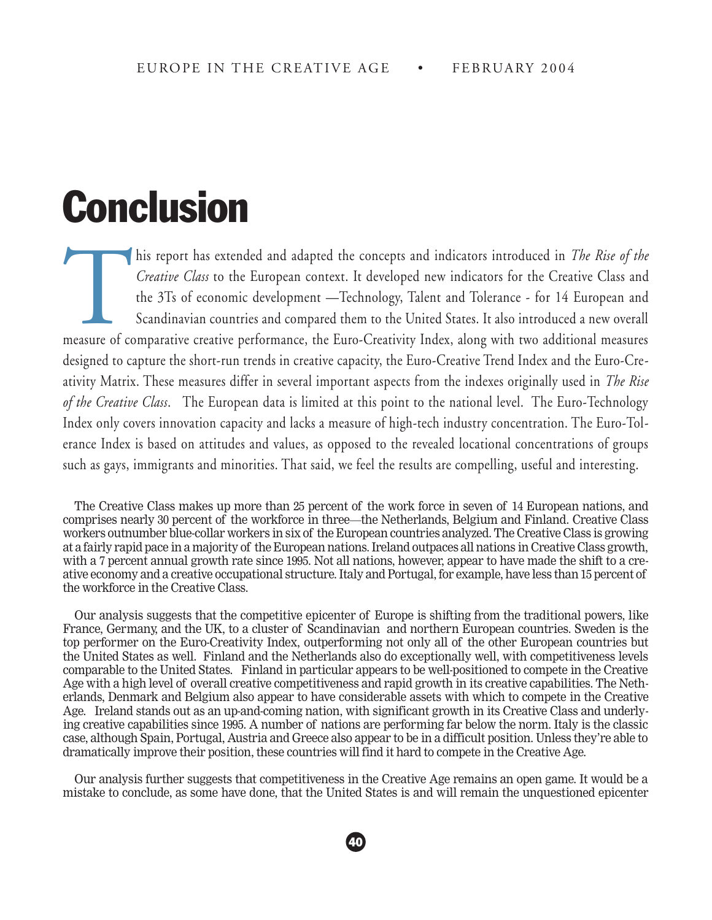# Conclusion

This report has extended and adapted the concepts and indicators introduced in *The Rise of the Creative Class* to the European context. It developed new indicators for the Creative Class and the 3Ts of economic development —Technology, Talent and Tolerance - for 14 European and Scandinavian countries and compared them to the United States. It also introduced a new overall measure of comparative creative performance, the Euro-Creativity Index, along with two additional measures designed to capture the short-run trends in creative capacity, the Euro-Creative Trend Index and the Euro-Creativity Matrix. These measures differ in several important aspects from the indexes originally used in *The Rise of the Creative Class*. The European data is limited at this point to the national level. The Euro-Technology Index only covers innovation capacity and lacks a measure of high-tech industry concentration. The Euro-Tolerance Index is based on attitudes and values, as opposed to the revealed locational concentrations of groups such as gays, immigrants and minorities. That said, we feel the results are compelling, useful and interesting.

The Creative Class makes up more than 25 percent of the work force in seven of 14 European nations, and comprises nearly 30 percent of the workforce in three—the Netherlands, Belgium and Finland. Creative Class workers outnumber blue-collar workers in six of the European countries analyzed. The Creative Class is growing at a fairly rapid pace in a majority of the European nations. Ireland outpaces all nations in Creative Class growth, with a 7 percent annual growth rate since 1995. Not all nations, however, appear to have made the shift to a creative economy and a creative occupational structure. Italy and Portugal, for example, have less than 15 percent of the workforce in the Creative Class.

Our analysis suggests that the competitive epicenter of Europe is shifting from the traditional powers, like France, Germany, and the UK, to a cluster of Scandinavian and northern European countries. Sweden is the top performer on the Euro-Creativity Index, outperforming not only all of the other European countries but the United States as well. Finland and the Netherlands also do exceptionally well, with competitiveness levels comparable to the United States. Finland in particular appears to be well-positioned to compete in the Creative Age with a high level of overall creative competitiveness and rapid growth in its creative capabilities. The Netherlands, Denmark and Belgium also appear to have considerable assets with which to compete in the Creative Age. Ireland stands out as an up-and-coming nation, with significant growth in its Creative Class and underlying creative capabilities since 1995. A number of nations are performing far below the norm. Italy is the classic case, although Spain, Portugal, Austria and Greece also appear to be in a difficult position. Unless they're able to dramatically improve their position, these countries will find it hard to compete in the Creative Age.

Our analysis further suggests that competitiveness in the Creative Age remains an open game. It would be a mistake to conclude, as some have done, that the United States is and will remain the unquestioned epicenter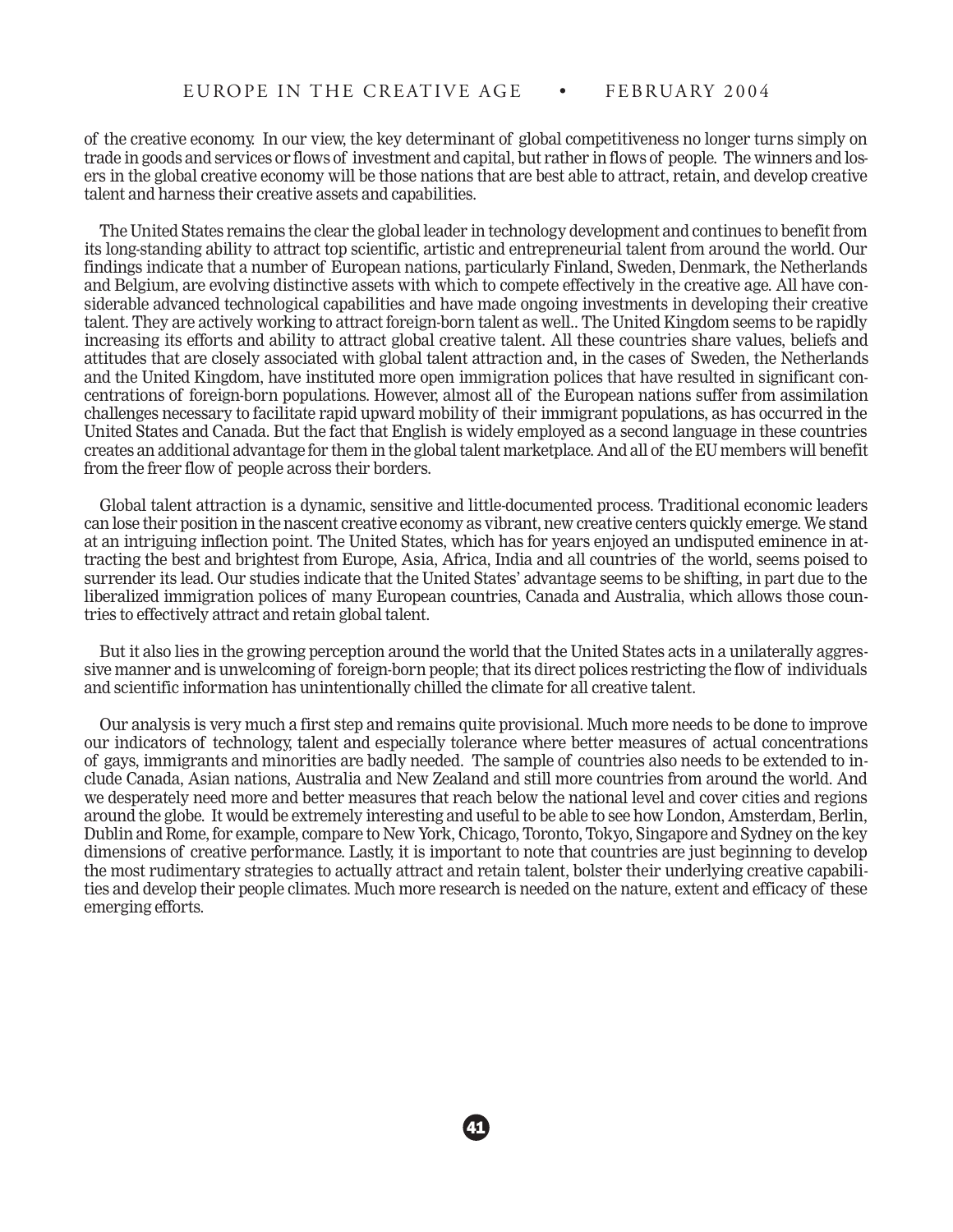of the creative economy. In our view, the key determinant of global competitiveness no longer turns simply on trade in goods and services or flows of investment and capital, but rather in flows of people. The winners and losers in the global creative economy will be those nations that are best able to attract, retain, and develop creative talent and harness their creative assets and capabilities.

The United States remains the clear the global leader in technology development and continues to benefit from its long-standing ability to attract top scientific, artistic and entrepreneurial talent from around the world. Our findings indicate that a number of European nations, particularly Finland, Sweden, Denmark, the Netherlands and Belgium, are evolving distinctive assets with which to compete effectively in the creative age. All have considerable advanced technological capabilities and have made ongoing investments in developing their creative talent. They are actively working to attract foreign-born talent as well.. The United Kingdom seems to be rapidly increasing its efforts and ability to attract global creative talent. All these countries share values, beliefs and attitudes that are closely associated with global talent attraction and, in the cases of Sweden, the Netherlands and the United Kingdom, have instituted more open immigration polices that have resulted in significant concentrations of foreign-born populations. However, almost all of the European nations suffer from assimilation challenges necessary to facilitate rapid upward mobility of their immigrant populations, as has occurred in the United States and Canada. But the fact that English is widely employed as a second language in these countries creates an additional advantage for them in the global talent marketplace. And all of the EU members will benefit from the freer flow of people across their borders.

Global talent attraction is a dynamic, sensitive and little-documented process. Traditional economic leaders can lose their position in the nascent creative economy as vibrant, new creative centers quickly emerge. We stand at an intriguing inflection point. The United States, which has for years enjoyed an undisputed eminence in attracting the best and brightest from Europe, Asia, Africa, India and all countries of the world, seems poised to surrender its lead. Our studies indicate that the United States' advantage seems to be shifting, in part due to the liberalized immigration polices of many European countries, Canada and Australia, which allows those countries to effectively attract and retain global talent.

But it also lies in the growing perception around the world that the United States acts in a unilaterally aggressive manner and is unwelcoming of foreign-born people; that its direct polices restricting the flow of individuals and scientific information has unintentionally chilled the climate for all creative talent.

Our analysis is very much a first step and remains quite provisional. Much more needs to be done to improve our indicators of technology, talent and especially tolerance where better measures of actual concentrations of gays, immigrants and minorities are badly needed. The sample of countries also needs to be extended to include Canada, Asian nations, Australia and New Zealand and still more countries from around the world. And we desperately need more and better measures that reach below the national level and cover cities and regions around the globe. It would be extremely interesting and useful to be able to see how London, Amsterdam, Berlin, Dublin and Rome, for example, compare to New York, Chicago, Toronto, Tokyo, Singapore and Sydney on the key dimensions of creative performance. Lastly, it is important to note that countries are just beginning to develop the most rudimentary strategies to actually attract and retain talent, bolster their underlying creative capabilities and develop their people climates. Much more research is needed on the nature, extent and efficacy of these emerging efforts.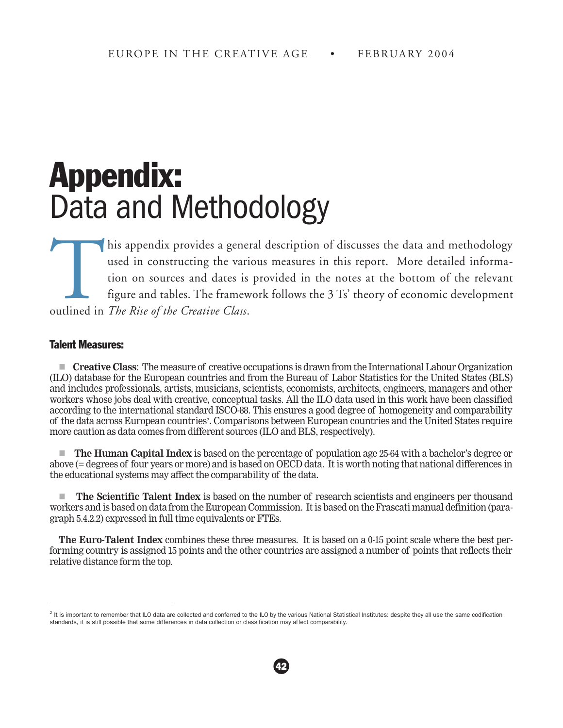# Appendix: Data and Methodology

This appendix provides a general description of discusses the data and methodology used in constructing the various measures in this report. More detailed information on sources and dates is provided in the notes at the bottom of the relevant figure and tables. The framework follows the 3 Ts' theory of economic development outlined in *The Rise of the Creative Class*.

### Talent Measures:

- **Creative Class**: The measure of creative occupations is drawn from the International Labour Organization (ILO) database for the European countries and from the Bureau of Labor Statistics for the United States (BLS) and includes professionals, artists, musicians, scientists, economists, architects, engineers, managers and other workers whose jobs deal with creative, conceptual tasks. All the ILO data used in this work have been classified according to the international standard ISCO-88. This ensures a good degree of homogeneity and comparability of the data across European countries[2]. Comparisons between European countries and the United States require more caution as data comes from different sources (ILO and BLS, respectively).

- **The Human Capital Index** is based on the percentage of population age 25-64 with a bachelor's degree or above (= degrees of four years or more) and is based on OECD data. It is worth noting that national differences in the educational systems may affect the comparability of the data.

- **The Scientific Talent Index** is based on the number of research scientists and engineers per thousand workers and is based on data from the European Commission. It is based on the Frascati manual definition (paragraph 5.4.2.2) expressed in full time equivalents or FTEs.

**The Euro-Talent Index** combines these three measures. It is based on a 0-15 point scale where the best performing country is assigned 15 points and the other countries are assigned a number of points that reflects their relative distance form the top.

---

[2] It is important to remember that ILO data are collected and conferred to the ILO by the various National Statistical Institutes: despite they all use the same codification standards, it is still possible that some differences in data collection or classification may affect comparability.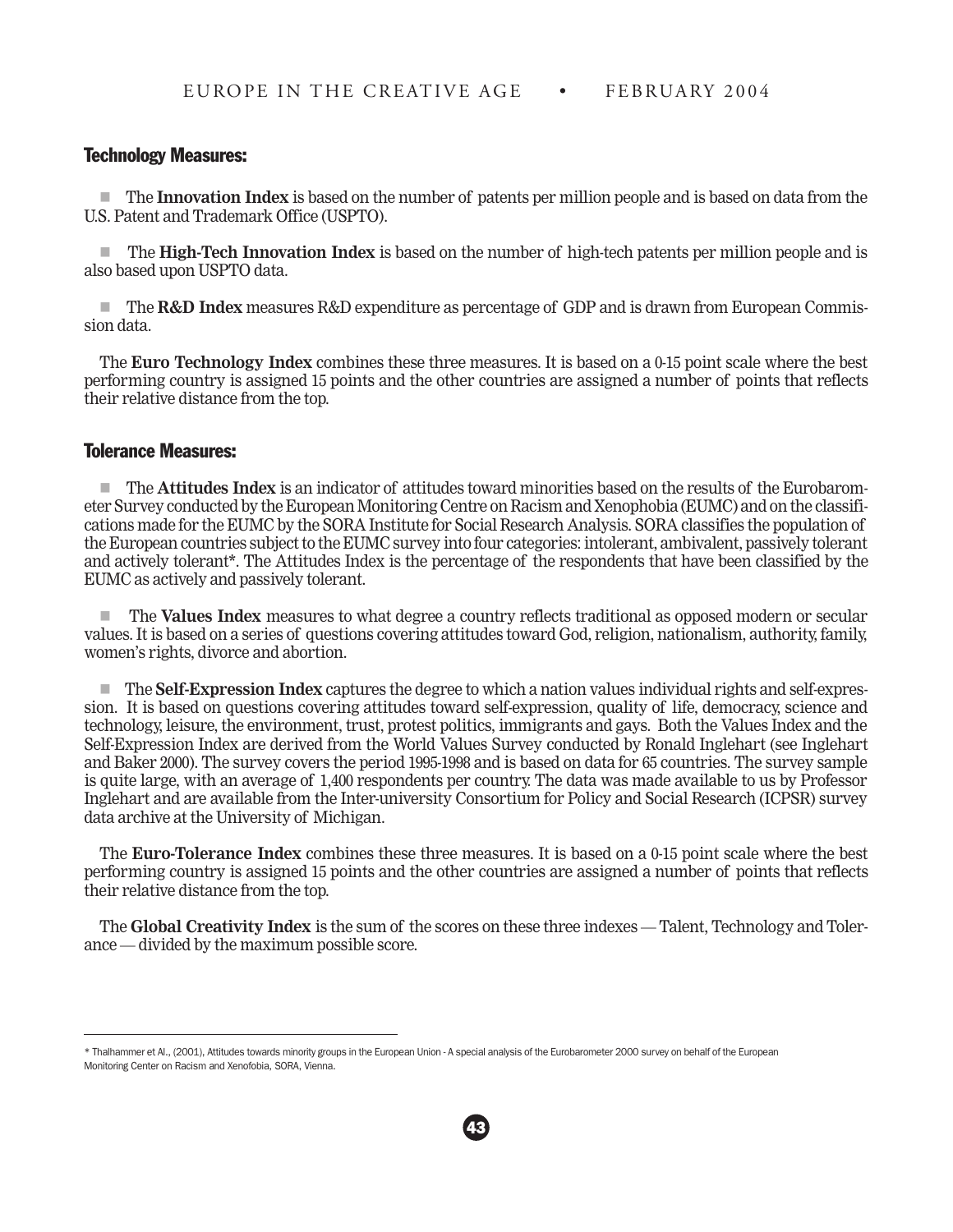### Technology Measures:

- The **Innovation Index** is based on the number of patents per million people and is based on data from the U.S. Patent and Trademark Office (USPTO).

- The **High-Tech Innovation Index** is based on the number of high-tech patents per million people and is also based upon USPTO data.

- The **R&D Index** measures R&D expenditure as percentage of GDP and is drawn from European Commission data.

The **Euro Technology Index** combines these three measures. It is based on a 0-15 point scale where the best performing country is assigned 15 points and the other countries are assigned a number of points that reflects their relative distance from the top.

### Tolerance Measures:

- The **Attitudes Index** is an indicator of attitudes toward minorities based on the results of the Eurobarometer Survey conducted by the European Monitoring Centre on Racism and Xenophobia (EUMC) and on the classifications made for the EUMC by the SORA Institute for Social Research Analysis. SORA classifies the population of the European countries subject to the EUMC survey into four categories: intolerant, ambivalent, passively tolerant and actively tolerant*. The Attitudes Index is the percentage of the respondents that have been classified by the EUMC as actively and passively tolerant.

- The **Values Index** measures to what degree a country reflects traditional as opposed modern or secular values. It is based on a series of questions covering attitudes toward God, religion, nationalism, authority, family, women's rights, divorce and abortion.

- The **Self-Expression Index** captures the degree to which a nation values individual rights and self-expression. It is based on questions covering attitudes toward self-expression, quality of life, democracy, science and technology, leisure, the environment, trust, protest politics, immigrants and gays. Both the Values Index and the Self-Expression Index are derived from the World Values Survey conducted by Ronald Inglehart (see Inglehart and Baker 2000). The survey covers the period 1995-1998 and is based on data for 65 countries. The survey sample is quite large, with an average of 1,400 respondents per country. The data was made available to us by Professor Inglehart and are available from the Inter-university Consortium for Policy and Social Research (ICPSR) survey data archive at the University of Michigan.

The **Euro-Tolerance Index** combines these three measures. It is based on a 0-15 point scale where the best performing country is assigned 15 points and the other countries are assigned a number of points that reflects their relative distance from the top.

The **Global Creativity Index** is the sum of the scores on these three indexes — Talent, Technology and Tolerance — divided by the maximum possible score.

---

* Thalhammer et Al., (2001), Attitudes towards minority groups in the European Union - A special analysis of the Eurobarometer 2000 survey on behalf of the European Monitoring Center on Racism and Xenofobia, SORA, Vienna.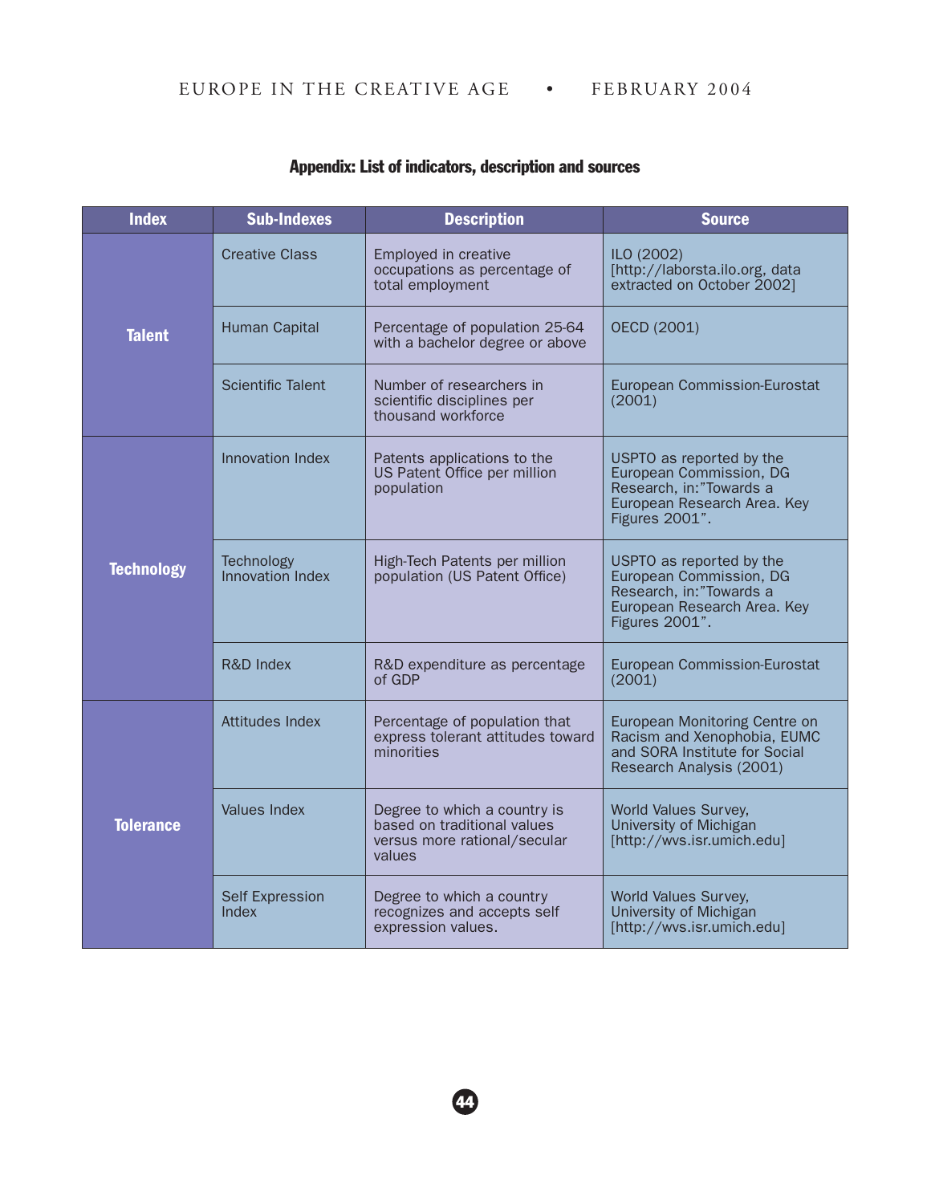## Appendix: List of indicators, description and sources

| Index | Sub-Indexes | Description | Source |
|---|---|---|---|
| Talent | Creative Class | Employed in creative occupations as percentage of total employment | ILO (2002) [http://laborsta.ilo.org, data extracted on October 2002] |
| | Human Capital | Percentage of population 25-64 with a bachelor degree or above | OECD (2001) |
| | Scientific Talent | Number of researchers in scientific disciplines per thousand workforce | European Commission-Eurostat (2001) |
| Technology | Innovation Index | Patents applications to the US Patent Office per million population | USPTO as reported by the European Commission, DG Research, in:"Towards a European Research Area. Key Figures 2001". |
| | Technology Innovation Index | High-Tech Patents per million population (US Patent Office) | USPTO as reported by the European Commission, DG Research, in:"Towards a European Research Area. Key Figures 2001". |
| | R&D Index | R&D expenditure as percentage of GDP | European Commission-Eurostat (2001) |
| Tolerance | Attitudes Index | Percentage of population that express tolerant attitudes toward minorities | European Monitoring Centre on Racism and Xenophobia, EUMC and SORA Institute for Social Research Analysis (2001) |
| | Values Index | Degree to which a country is based on traditional values versus more rational/secular values | World Values Survey, University of Michigan [http://wvs.isr.umich.edu] |
| | Self Expression Index | Degree to which a country recognizes and accepts self expression values. | World Values Survey, University of Michigan [http://wvs.isr.umich.edu] |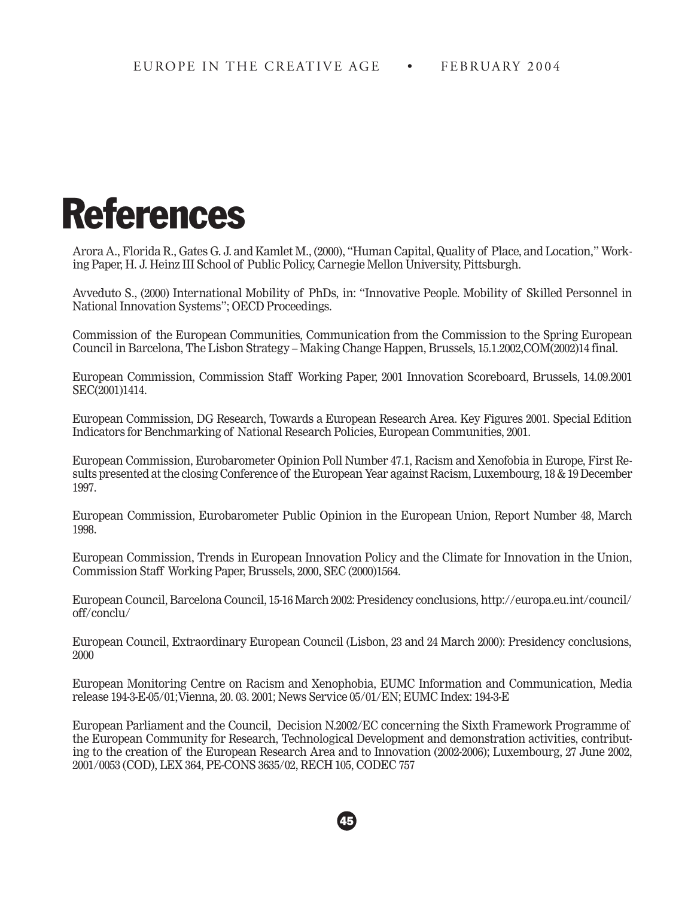# References

Arora A., Florida R., Gates G. J. and Kamlet M., (2000), "Human Capital, Quality of Place, and Location," Working Paper, H. J. Heinz III School of Public Policy, Carnegie Mellon University, Pittsburgh.

Avveduto S., (2000) International Mobility of PhDs, in: "Innovative People. Mobility of Skilled Personnel in National Innovation Systems"; OECD Proceedings.

Commission of the European Communities, Communication from the Commission to the Spring European Council in Barcelona, The Lisbon Strategy – Making Change Happen, Brussels, 15.1.2002,COM(2002)14 final.

European Commission, Commission Staff Working Paper, 2001 Innovation Scoreboard, Brussels, 14.09.2001 SEC(2001)1414.

European Commission, DG Research, Towards a European Research Area. Key Figures 2001. Special Edition Indicators for Benchmarking of National Research Policies, European Communities, 2001.

European Commission, Eurobarometer Opinion Poll Number 47.1, Racism and Xenofobia in Europe, First Results presented at the closing Conference of the European Year against Racism, Luxembourg, 18 & 19 December 1997.

European Commission, Eurobarometer Public Opinion in the European Union, Report Number 48, March 1998.

European Commission, Trends in European Innovation Policy and the Climate for Innovation in the Union, Commission Staff Working Paper, Brussels, 2000, SEC (2000)1564.

European Council, Barcelona Council, 15-16 March 2002: Presidency conclusions, http://europa.eu.int/council/off/conclu/

European Council, Extraordinary European Council (Lisbon, 23 and 24 March 2000): Presidency conclusions, 2000

European Monitoring Centre on Racism and Xenophobia, EUMC Information and Communication, Media release 194-3-E-05/01;Vienna, 20. 03. 2001; News Service 05/01/EN; EUMC Index: 194-3-E

European Parliament and the Council, Decision N.2002/EC concerning the Sixth Framework Programme of the European Community for Research, Technological Development and demonstration activities, contributing to the creation of the European Research Area and to Innovation (2002-2006); Luxembourg, 27 June 2002, 2001/0053 (COD), LEX 364, PE-CONS 3635/02, RECH 105, CODEC 757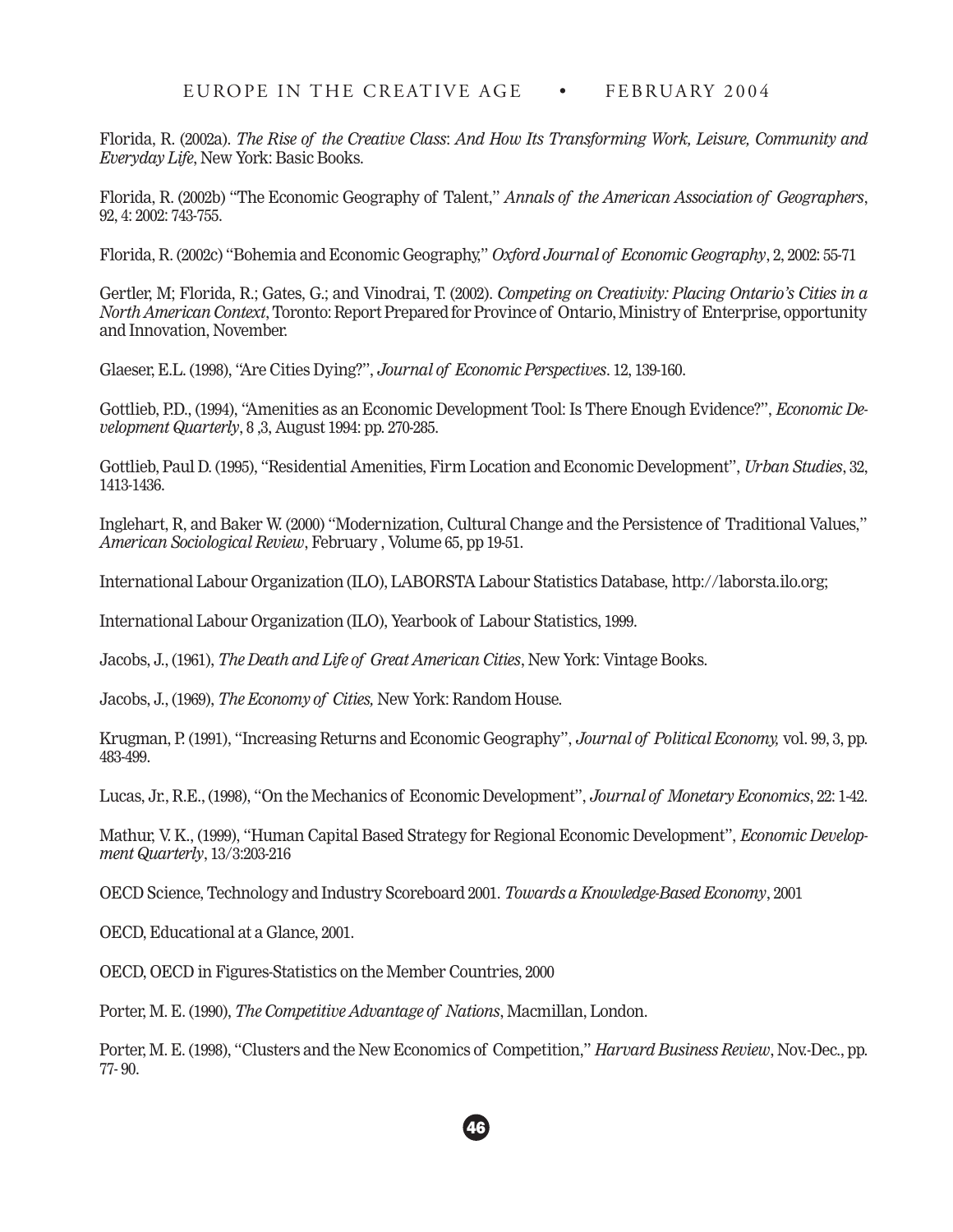Florida, R. (2002a). *The Rise of the Creative Class: And How Its Transforming Work, Leisure, Community and Everyday Life*, New York: Basic Books.

Florida, R. (2002b) "The Economic Geography of Talent," *Annals of the American Association of Geographers*, 92, 4: 2002: 743-755.

Florida, R. (2002c) "Bohemia and Economic Geography," *Oxford Journal of Economic Geography*, 2, 2002: 55-71

Gertler, M; Florida, R.; Gates, G.; and Vinodrai, T. (2002). *Competing on Creativity: Placing Ontario's Cities in a North American Context*, Toronto: Report Prepared for Province of Ontario, Ministry of Enterprise, opportunity and Innovation, November.

Glaeser, E.L. (1998), "Are Cities Dying?", *Journal of Economic Perspectives*. 12, 139-160.

Gottlieb, P.D., (1994), "Amenities as an Economic Development Tool: Is There Enough Evidence?", *Economic Development Quarterly*, 8 ,3, August 1994: pp. 270-285.

Gottlieb, Paul D. (1995), "Residential Amenities, Firm Location and Economic Development", *Urban Studies*, 32, 1413-1436.

Inglehart, R, and Baker W. (2000) "Modernization, Cultural Change and the Persistence of Traditional Values," *American Sociological Review*, February , Volume 65, pp 19-51.

International Labour Organization (ILO), LABORSTA Labour Statistics Database, http://laborsta.ilo.org;

International Labour Organization (ILO), Yearbook of Labour Statistics, 1999.

Jacobs, J., (1961), *The Death and Life of Great American Cities*, New York: Vintage Books.

Jacobs, J., (1969), *The Economy of Cities,* New York: Random House.

Krugman, P. (1991), "Increasing Returns and Economic Geography", *Journal of Political Economy,* vol. 99, 3, pp. 483-499.

Lucas, Jr., R.E., (1998), "On the Mechanics of Economic Development", *Journal of Monetary Economics*, 22: 1-42.

Mathur, V. K., (1999), "Human Capital Based Strategy for Regional Economic Development", *Economic Development Quarterly*, 13/3:203-216

OECD Science, Technology and Industry Scoreboard 2001. *Towards a Knowledge-Based Economy*, 2001

OECD, Educational at a Glance, 2001.

OECD, OECD in Figures-Statistics on the Member Countries, 2000

Porter, M. E. (1990), *The Competitive Advantage of Nations*, Macmillan, London.

Porter, M. E. (1998), "Clusters and the New Economics of Competition," *Harvard Business Review*, Nov.-Dec., pp. 77- 90.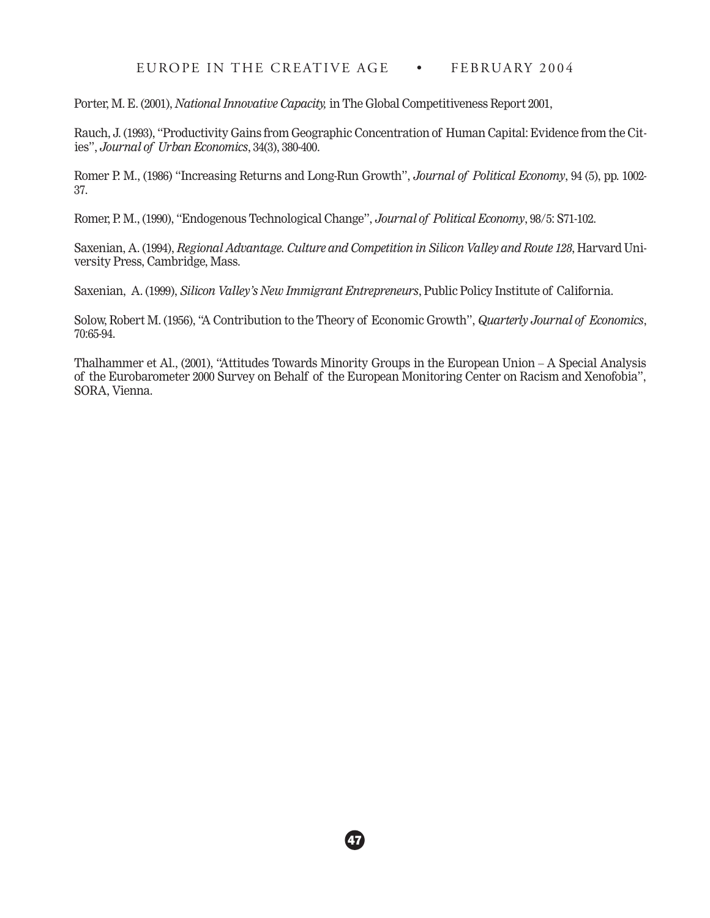Porter, M. E. (2001), *National Innovative Capacity,* in The Global Competitiveness Report 2001,

Rauch, J. (1993), "Productivity Gains from Geographic Concentration of Human Capital: Evidence from the Cities", *Journal of Urban Economics*, 34(3), 380-400.

Romer P. M., (1986) "Increasing Returns and Long-Run Growth", *Journal of Political Economy*, 94 (5), pp. 1002-37.

Romer, P. M., (1990), "Endogenous Technological Change", *Journal of Political Economy*, 98/5: S71-102.

Saxenian, A. (1994), *Regional Advantage. Culture and Competition in Silicon Valley and Route 128*, Harvard University Press, Cambridge, Mass.

Saxenian, A. (1999), *Silicon Valley's New Immigrant Entrepreneurs*, Public Policy Institute of California.

Solow, Robert M. (1956), "A Contribution to the Theory of Economic Growth", *Quarterly Journal of Economics*, 70:65-94.

Thalhammer et Al., (2001), "Attitudes Towards Minority Groups in the European Union – A Special Analysis of the Eurobarometer 2000 Survey on Behalf of the European Monitoring Center on Racism and Xenofobia", SORA, Vienna.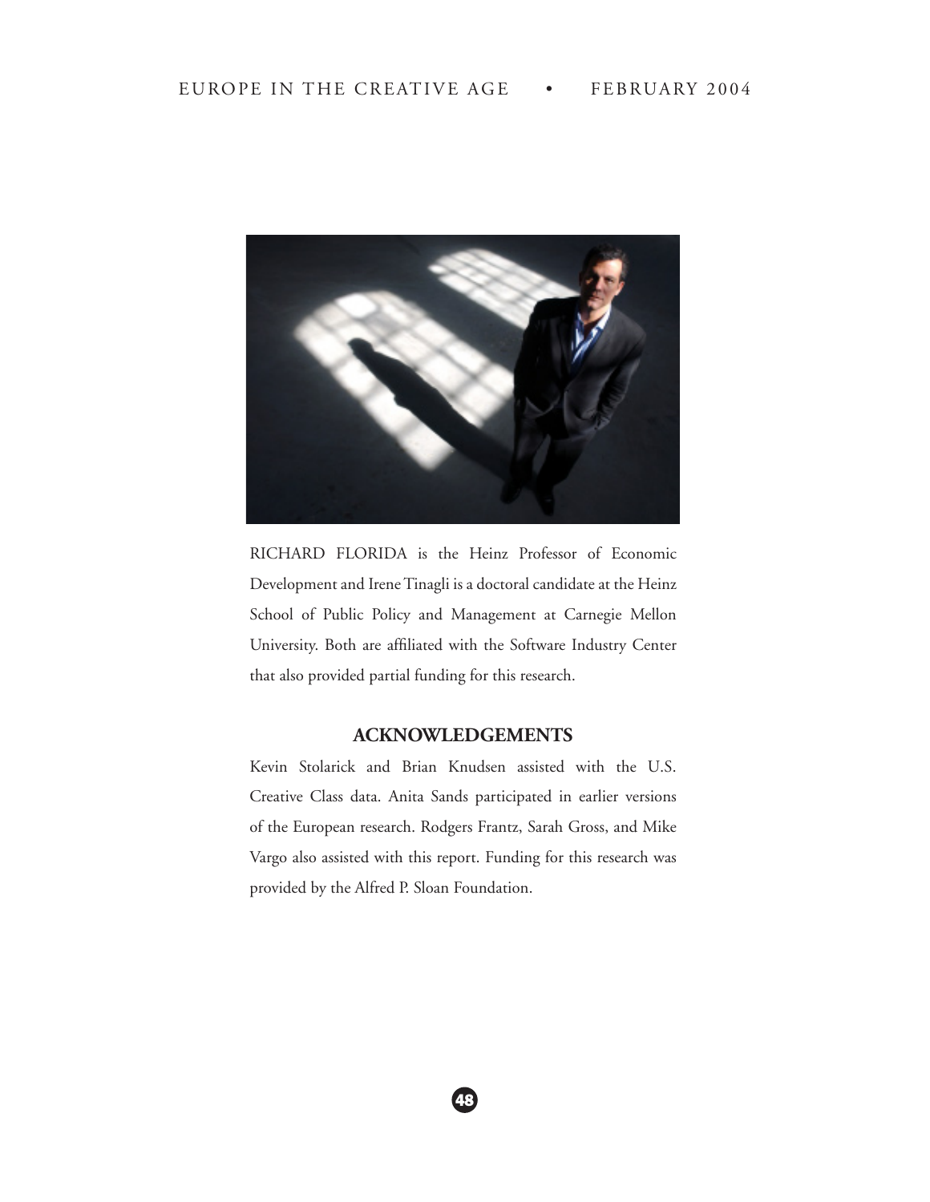RICHARD FLORIDA is the Heinz Professor of Economic Development and Irene Tinagli is a doctoral candidate at the Heinz School of Public Policy and Management at Carnegie Mellon University. Both are affiliated with the Software Industry Center that also provided partial funding for this research.

## ACKNOWLEDGEMENTS

Kevin Stolarick and Brian Knudsen assisted with the U.S. Creative Class data. Anita Sands participated in earlier versions of the European research. Rodgers Frantz, Sarah Gross, and Mike Vargo also assisted with this report. Funding for this research was provided by the Alfred P. Sloan Foundation.